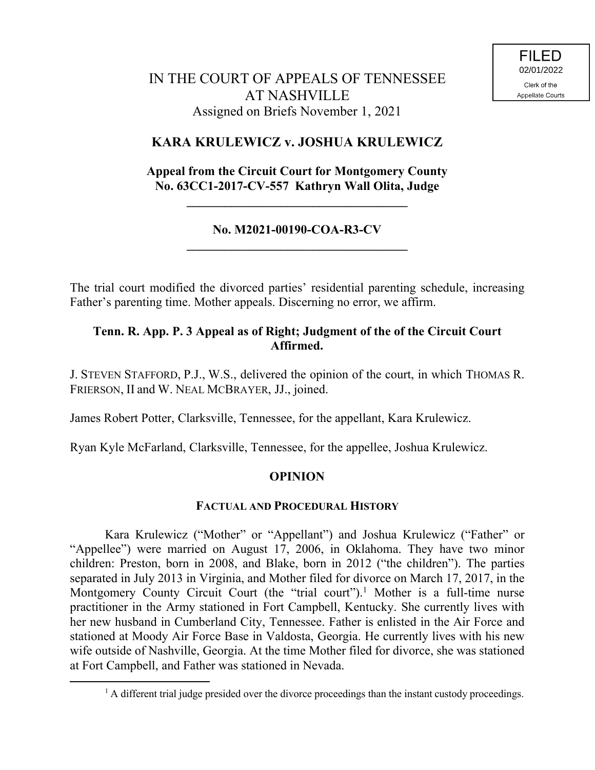FILED
02/01/2022
Clerk of the
Appellate Courts

IN THE COURT OF APPEALS OF TENNESSEE
AT NASHVILLE
Assigned on Briefs November 1, 2021

## KARA KRULEWICZ v. JOSHUA KRULEWICZ

**Appeal from the Circuit Court for Montgomery County**
**No. 63CC1-2017-CV-557 Kathryn Wall Olita, Judge**

---

**No. M2021-00190-COA-R3-CV**

---

The trial court modified the divorced parties' residential parenting schedule, increasing Father's parenting time. Mother appeals. Discerning no error, we affirm.

**Tenn. R. App. P. 3 Appeal as of Right; Judgment of the of the Circuit Court Affirmed.**

J. STEVEN STAFFORD, P.J., W.S., delivered the opinion of the court, in which THOMAS R. FRIERSON, II and W. NEAL MCBRAYER, JJ., joined.

James Robert Potter, Clarksville, Tennessee, for the appellant, Kara Krulewicz.

Ryan Kyle McFarland, Clarksville, Tennessee, for the appellee, Joshua Krulewicz.

## OPINION

### FACTUAL AND PROCEDURAL HISTORY

Kara Krulewicz ("Mother" or "Appellant") and Joshua Krulewicz ("Father" or "Appellee") were married on August 17, 2006, in Oklahoma. They have two minor children: Preston, born in 2008, and Blake, born in 2012 ("the children"). The parties separated in July 2013 in Virginia, and Mother filed for divorce on March 17, 2017, in the Montgomery County Circuit Court (the "trial court").[1] Mother is a full-time nurse practitioner in the Army stationed in Fort Campbell, Kentucky. She currently lives with her new husband in Cumberland City, Tennessee. Father is enlisted in the Air Force and stationed at Moody Air Force Base in Valdosta, Georgia. He currently lives with his new wife outside of Nashville, Georgia. At the time Mother filed for divorce, she was stationed at Fort Campbell, and Father was stationed in Nevada.

[1] A different trial judge presided over the divorce proceedings than the instant custody proceedings.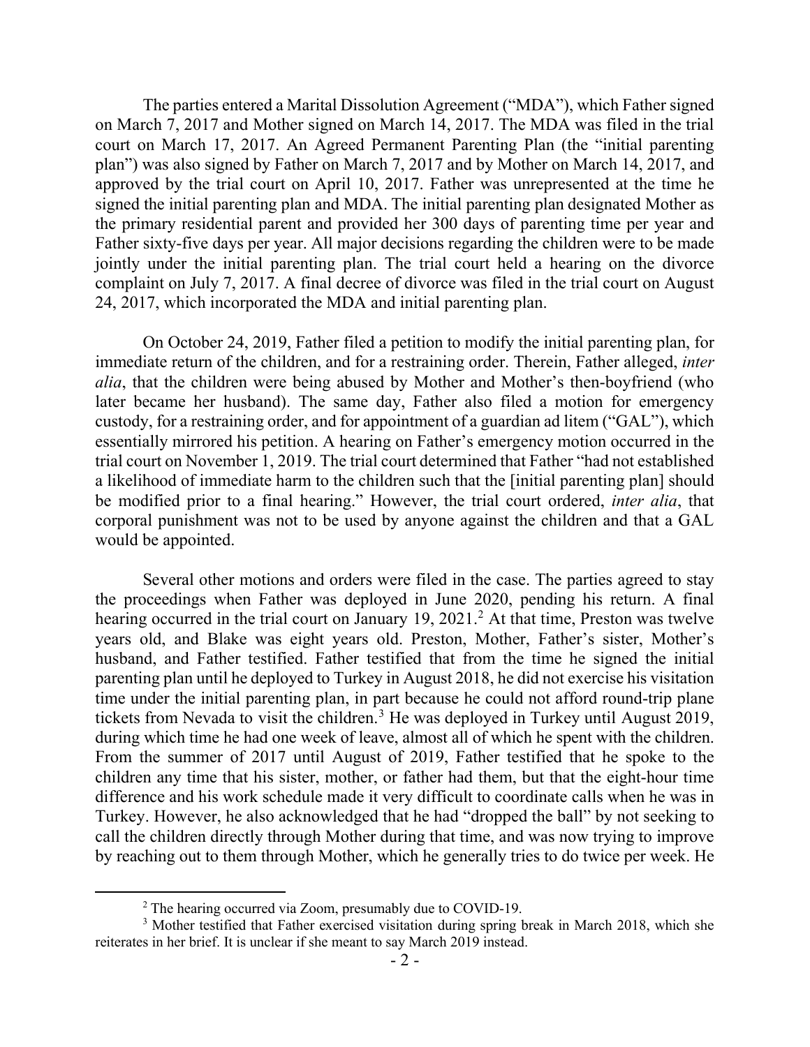The parties entered a Marital Dissolution Agreement ("MDA"), which Father signed on March 7, 2017 and Mother signed on March 14, 2017. The MDA was filed in the trial court on March 17, 2017. An Agreed Permanent Parenting Plan (the "initial parenting plan") was also signed by Father on March 7, 2017 and by Mother on March 14, 2017, and approved by the trial court on April 10, 2017. Father was unrepresented at the time he signed the initial parenting plan and MDA. The initial parenting plan designated Mother as the primary residential parent and provided her 300 days of parenting time per year and Father sixty-five days per year. All major decisions regarding the children were to be made jointly under the initial parenting plan. The trial court held a hearing on the divorce complaint on July 7, 2017. A final decree of divorce was filed in the trial court on August 24, 2017, which incorporated the MDA and initial parenting plan.

On October 24, 2019, Father filed a petition to modify the initial parenting plan, for immediate return of the children, and for a restraining order. Therein, Father alleged, *inter alia*, that the children were being abused by Mother and Mother's then-boyfriend (who later became her husband). The same day, Father also filed a motion for emergency custody, for a restraining order, and for appointment of a guardian ad litem ("GAL"), which essentially mirrored his petition. A hearing on Father's emergency motion occurred in the trial court on November 1, 2019. The trial court determined that Father "had not established a likelihood of immediate harm to the children such that the [initial parenting plan] should be modified prior to a final hearing." However, the trial court ordered, *inter alia*, that corporal punishment was not to be used by anyone against the children and that a GAL would be appointed.

Several other motions and orders were filed in the case. The parties agreed to stay the proceedings when Father was deployed in June 2020, pending his return. A final hearing occurred in the trial court on January 19, 2021.[2] At that time, Preston was twelve years old, and Blake was eight years old. Preston, Mother, Father's sister, Mother's husband, and Father testified. Father testified that from the time he signed the initial parenting plan until he deployed to Turkey in August 2018, he did not exercise his visitation time under the initial parenting plan, in part because he could not afford round-trip plane tickets from Nevada to visit the children.[3] He was deployed in Turkey until August 2019, during which time he had one week of leave, almost all of which he spent with the children. From the summer of 2017 until August of 2019, Father testified that he spoke to the children any time that his sister, mother, or father had them, but that the eight-hour time difference and his work schedule made it very difficult to coordinate calls when he was in Turkey. However, he also acknowledged that he had "dropped the ball" by not seeking to call the children directly through Mother during that time, and was now trying to improve by reaching out to them through Mother, which he generally tries to do twice per week. He

---

[2] The hearing occurred via Zoom, presumably due to COVID-19.

[3] Mother testified that Father exercised visitation during spring break in March 2018, which she reiterates in her brief. It is unclear if she meant to say March 2019 instead.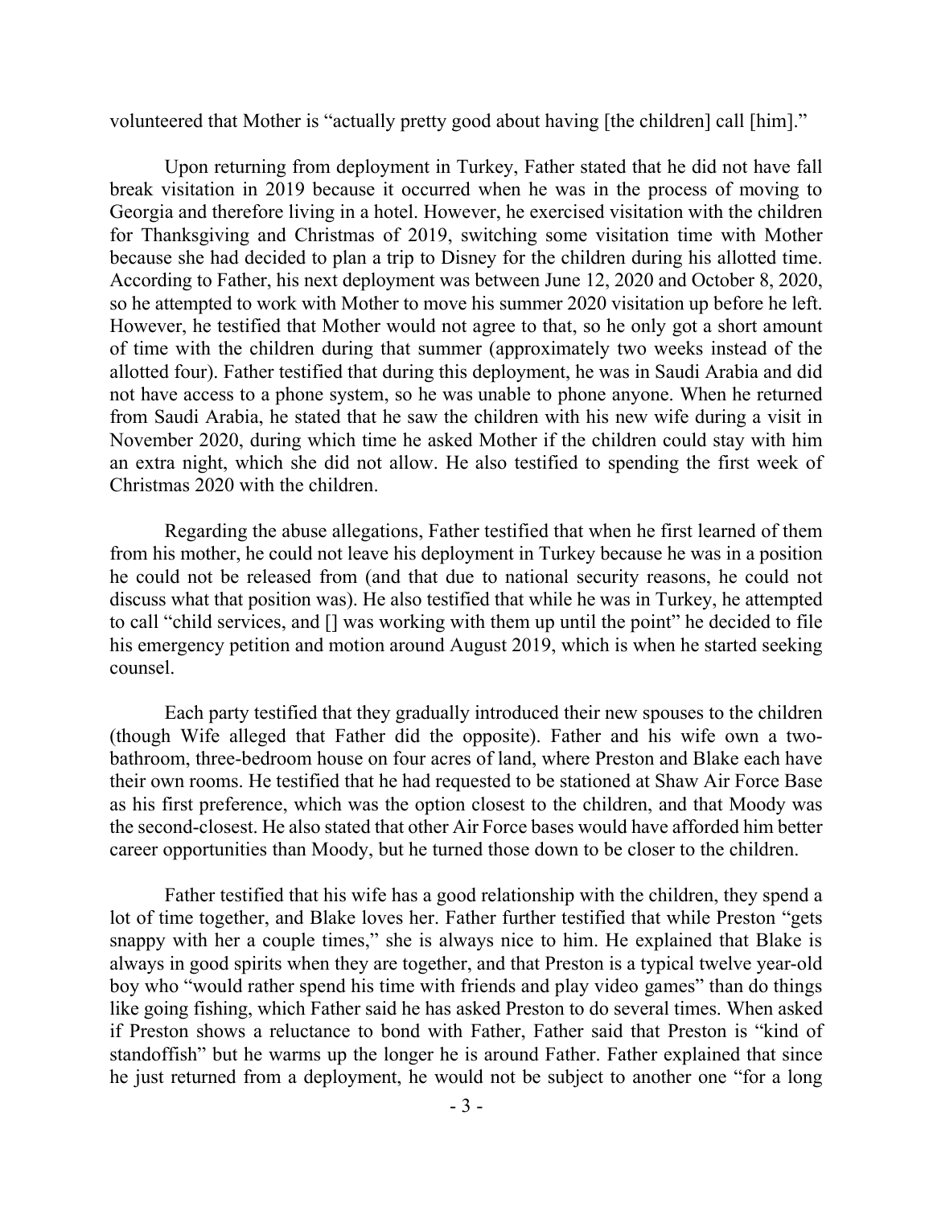volunteered that Mother is "actually pretty good about having [the children] call [him]."

Upon returning from deployment in Turkey, Father stated that he did not have fall break visitation in 2019 because it occurred when he was in the process of moving to Georgia and therefore living in a hotel. However, he exercised visitation with the children for Thanksgiving and Christmas of 2019, switching some visitation time with Mother because she had decided to plan a trip to Disney for the children during his allotted time. According to Father, his next deployment was between June 12, 2020 and October 8, 2020, so he attempted to work with Mother to move his summer 2020 visitation up before he left. However, he testified that Mother would not agree to that, so he only got a short amount of time with the children during that summer (approximately two weeks instead of the allotted four). Father testified that during this deployment, he was in Saudi Arabia and did not have access to a phone system, so he was unable to phone anyone. When he returned from Saudi Arabia, he stated that he saw the children with his new wife during a visit in November 2020, during which time he asked Mother if the children could stay with him an extra night, which she did not allow. He also testified to spending the first week of Christmas 2020 with the children.

Regarding the abuse allegations, Father testified that when he first learned of them from his mother, he could not leave his deployment in Turkey because he was in a position he could not be released from (and that due to national security reasons, he could not discuss what that position was). He also testified that while he was in Turkey, he attempted to call "child services, and [] was working with them up until the point" he decided to file his emergency petition and motion around August 2019, which is when he started seeking counsel.

Each party testified that they gradually introduced their new spouses to the children (though Wife alleged that Father did the opposite). Father and his wife own a two-bathroom, three-bedroom house on four acres of land, where Preston and Blake each have their own rooms. He testified that he had requested to be stationed at Shaw Air Force Base as his first preference, which was the option closest to the children, and that Moody was the second-closest. He also stated that other Air Force bases would have afforded him better career opportunities than Moody, but he turned those down to be closer to the children.

Father testified that his wife has a good relationship with the children, they spend a lot of time together, and Blake loves her. Father further testified that while Preston "gets snappy with her a couple times," she is always nice to him. He explained that Blake is always in good spirits when they are together, and that Preston is a typical twelve year-old boy who "would rather spend his time with friends and play video games" than do things like going fishing, which Father said he has asked Preston to do several times. When asked if Preston shows a reluctance to bond with Father, Father said that Preston is "kind of standoffish" but he warms up the longer he is around Father. Father explained that since he just returned from a deployment, he would not be subject to another one "for a long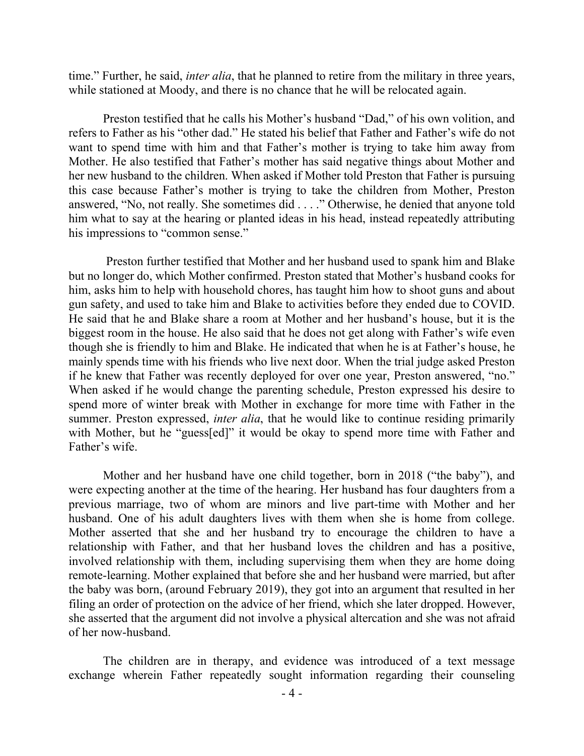time." Further, he said, *inter alia*, that he planned to retire from the military in three years, while stationed at Moody, and there is no chance that he will be relocated again.

Preston testified that he calls his Mother's husband "Dad," of his own volition, and refers to Father as his "other dad." He stated his belief that Father and Father's wife do not want to spend time with him and that Father's mother is trying to take him away from Mother. He also testified that Father's mother has said negative things about Mother and her new husband to the children. When asked if Mother told Preston that Father is pursuing this case because Father's mother is trying to take the children from Mother, Preston answered, "No, not really. She sometimes did . . . ." Otherwise, he denied that anyone told him what to say at the hearing or planted ideas in his head, instead repeatedly attributing his impressions to "common sense."

Preston further testified that Mother and her husband used to spank him and Blake but no longer do, which Mother confirmed. Preston stated that Mother's husband cooks for him, asks him to help with household chores, has taught him how to shoot guns and about gun safety, and used to take him and Blake to activities before they ended due to COVID. He said that he and Blake share a room at Mother and her husband's house, but it is the biggest room in the house. He also said that he does not get along with Father's wife even though she is friendly to him and Blake. He indicated that when he is at Father's house, he mainly spends time with his friends who live next door. When the trial judge asked Preston if he knew that Father was recently deployed for over one year, Preston answered, "no." When asked if he would change the parenting schedule, Preston expressed his desire to spend more of winter break with Mother in exchange for more time with Father in the summer. Preston expressed, *inter alia*, that he would like to continue residing primarily with Mother, but he "guess[ed]" it would be okay to spend more time with Father and Father's wife.

Mother and her husband have one child together, born in 2018 ("the baby"), and were expecting another at the time of the hearing. Her husband has four daughters from a previous marriage, two of whom are minors and live part-time with Mother and her husband. One of his adult daughters lives with them when she is home from college. Mother asserted that she and her husband try to encourage the children to have a relationship with Father, and that her husband loves the children and has a positive, involved relationship with them, including supervising them when they are home doing remote-learning. Mother explained that before she and her husband were married, but after the baby was born, (around February 2019), they got into an argument that resulted in her filing an order of protection on the advice of her friend, which she later dropped. However, she asserted that the argument did not involve a physical altercation and she was not afraid of her now-husband.

The children are in therapy, and evidence was introduced of a text message exchange wherein Father repeatedly sought information regarding their counseling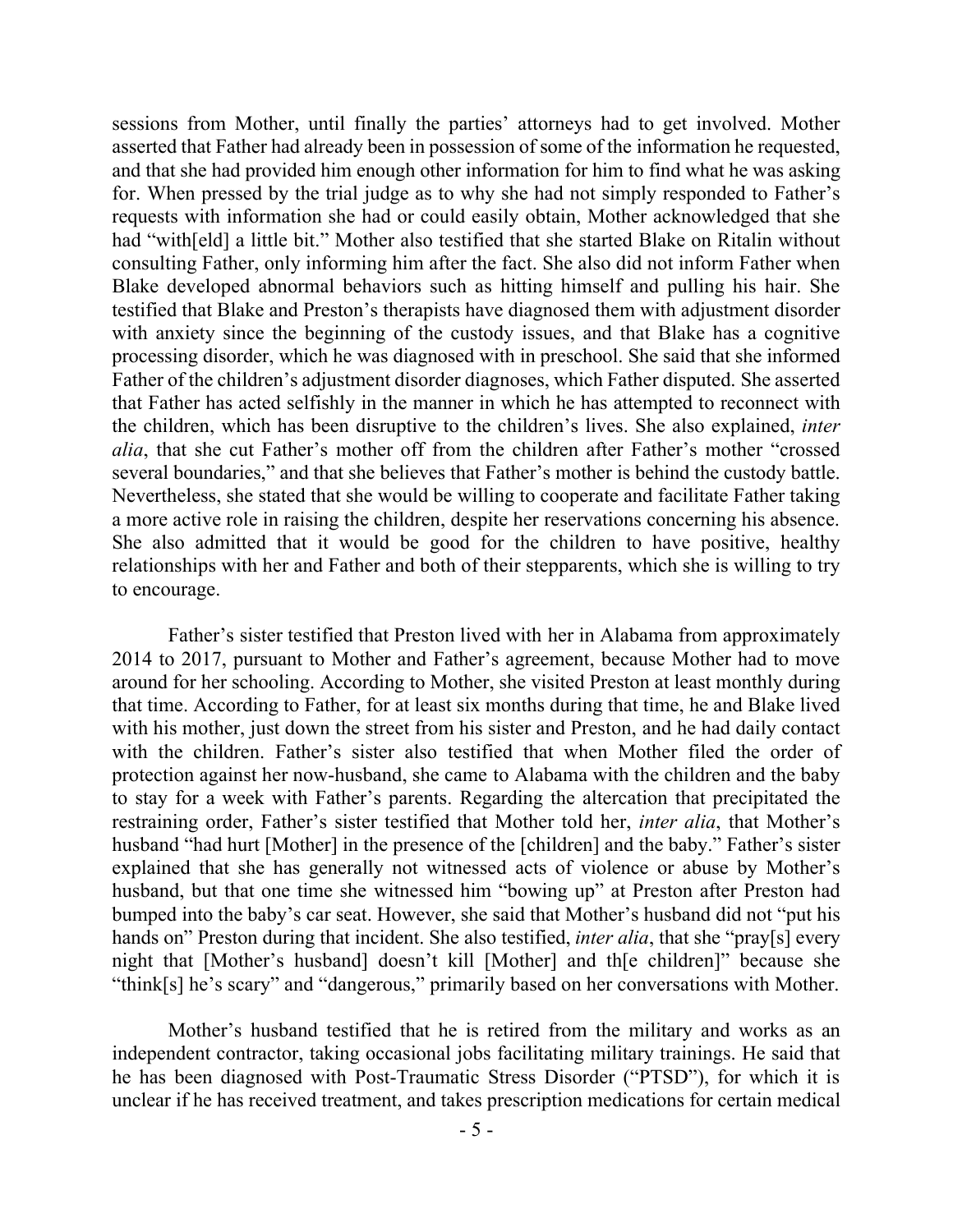sessions from Mother, until finally the parties' attorneys had to get involved. Mother asserted that Father had already been in possession of some of the information he requested, and that she had provided him enough other information for him to find what he was asking for. When pressed by the trial judge as to why she had not simply responded to Father's requests with information she had or could easily obtain, Mother acknowledged that she had "with[eld] a little bit." Mother also testified that she started Blake on Ritalin without consulting Father, only informing him after the fact. She also did not inform Father when Blake developed abnormal behaviors such as hitting himself and pulling his hair. She testified that Blake and Preston's therapists have diagnosed them with adjustment disorder with anxiety since the beginning of the custody issues, and that Blake has a cognitive processing disorder, which he was diagnosed with in preschool. She said that she informed Father of the children's adjustment disorder diagnoses, which Father disputed. She asserted that Father has acted selfishly in the manner in which he has attempted to reconnect with the children, which has been disruptive to the children's lives. She also explained, *inter alia*, that she cut Father's mother off from the children after Father's mother "crossed several boundaries," and that she believes that Father's mother is behind the custody battle. Nevertheless, she stated that she would be willing to cooperate and facilitate Father taking a more active role in raising the children, despite her reservations concerning his absence. She also admitted that it would be good for the children to have positive, healthy relationships with her and Father and both of their stepparents, which she is willing to try to encourage.

Father's sister testified that Preston lived with her in Alabama from approximately 2014 to 2017, pursuant to Mother and Father's agreement, because Mother had to move around for her schooling. According to Mother, she visited Preston at least monthly during that time. According to Father, for at least six months during that time, he and Blake lived with his mother, just down the street from his sister and Preston, and he had daily contact with the children. Father's sister also testified that when Mother filed the order of protection against her now-husband, she came to Alabama with the children and the baby to stay for a week with Father's parents. Regarding the altercation that precipitated the restraining order, Father's sister testified that Mother told her, *inter alia*, that Mother's husband "had hurt [Mother] in the presence of the [children] and the baby." Father's sister explained that she has generally not witnessed acts of violence or abuse by Mother's husband, but that one time she witnessed him "bowing up" at Preston after Preston had bumped into the baby's car seat. However, she said that Mother's husband did not "put his hands on" Preston during that incident. She also testified, *inter alia*, that she "pray[s] every night that [Mother's husband] doesn't kill [Mother] and th[e children]" because she "think[s] he's scary" and "dangerous," primarily based on her conversations with Mother.

Mother's husband testified that he is retired from the military and works as an independent contractor, taking occasional jobs facilitating military trainings. He said that he has been diagnosed with Post-Traumatic Stress Disorder ("PTSD"), for which it is unclear if he has received treatment, and takes prescription medications for certain medical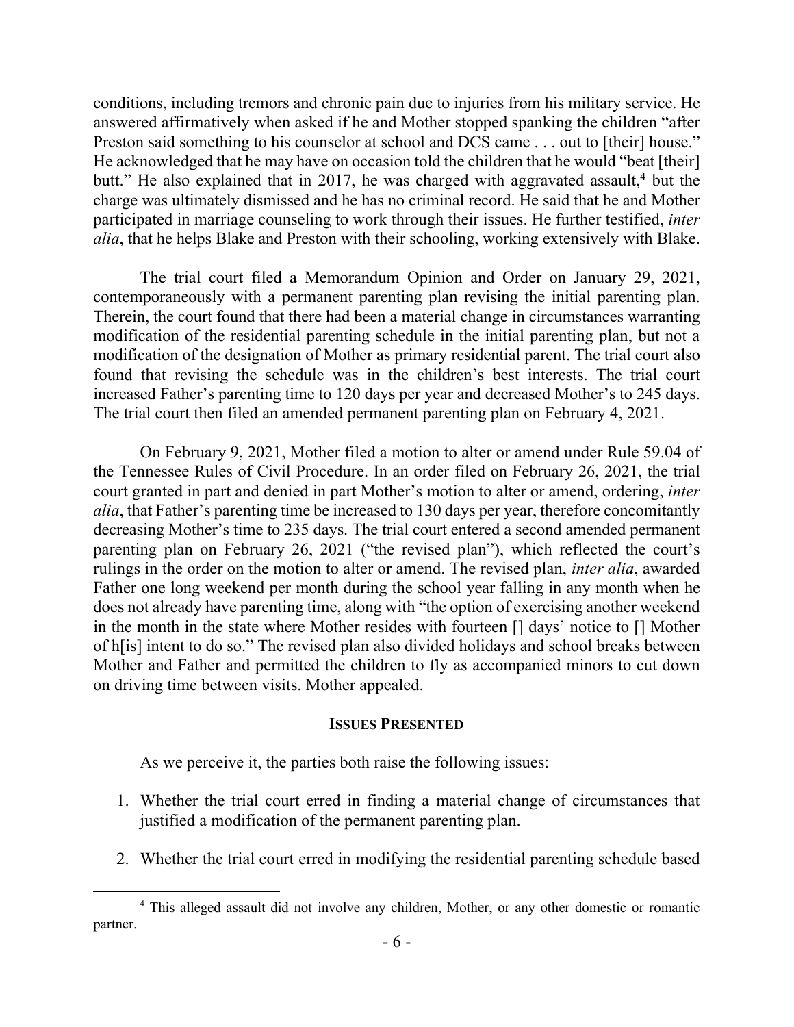conditions, including tremors and chronic pain due to injuries from his military service. He answered affirmatively when asked if he and Mother stopped spanking the children "after Preston said something to his counselor at school and DCS came . . . out to [their] house." He acknowledged that he may have on occasion told the children that he would "beat [their] butt." He also explained that in 2017, he was charged with aggravated assault,[4] but the charge was ultimately dismissed and he has no criminal record. He said that he and Mother participated in marriage counseling to work through their issues. He further testified, *inter alia*, that he helps Blake and Preston with their schooling, working extensively with Blake.

The trial court filed a Memorandum Opinion and Order on January 29, 2021, contemporaneously with a permanent parenting plan revising the initial parenting plan. Therein, the court found that there had been a material change in circumstances warranting modification of the residential parenting schedule in the initial parenting plan, but not a modification of the designation of Mother as primary residential parent. The trial court also found that revising the schedule was in the children's best interests. The trial court increased Father's parenting time to 120 days per year and decreased Mother's to 245 days. The trial court then filed an amended permanent parenting plan on February 4, 2021.

On February 9, 2021, Mother filed a motion to alter or amend under Rule 59.04 of the Tennessee Rules of Civil Procedure. In an order filed on February 26, 2021, the trial court granted in part and denied in part Mother's motion to alter or amend, ordering, *inter alia*, that Father's parenting time be increased to 130 days per year, therefore concomitantly decreasing Mother's time to 235 days. The trial court entered a second amended permanent parenting plan on February 26, 2021 ("the revised plan"), which reflected the court's rulings in the order on the motion to alter or amend. The revised plan, *inter alia*, awarded Father one long weekend per month during the school year falling in any month when he does not already have parenting time, along with "the option of exercising another weekend in the month in the state where Mother resides with fourteen [] days' notice to [] Mother of h[is] intent to do so." The revised plan also divided holidays and school breaks between Mother and Father and permitted the children to fly as accompanied minors to cut down on driving time between visits. Mother appealed.

## **ISSUES PRESENTED**

As we perceive it, the parties both raise the following issues:

1. Whether the trial court erred in finding a material change of circumstances that justified a modification of the permanent parenting plan.
2. Whether the trial court erred in modifying the residential parenting schedule based

---

[4] This alleged assault did not involve any children, Mother, or any other domestic or romantic partner.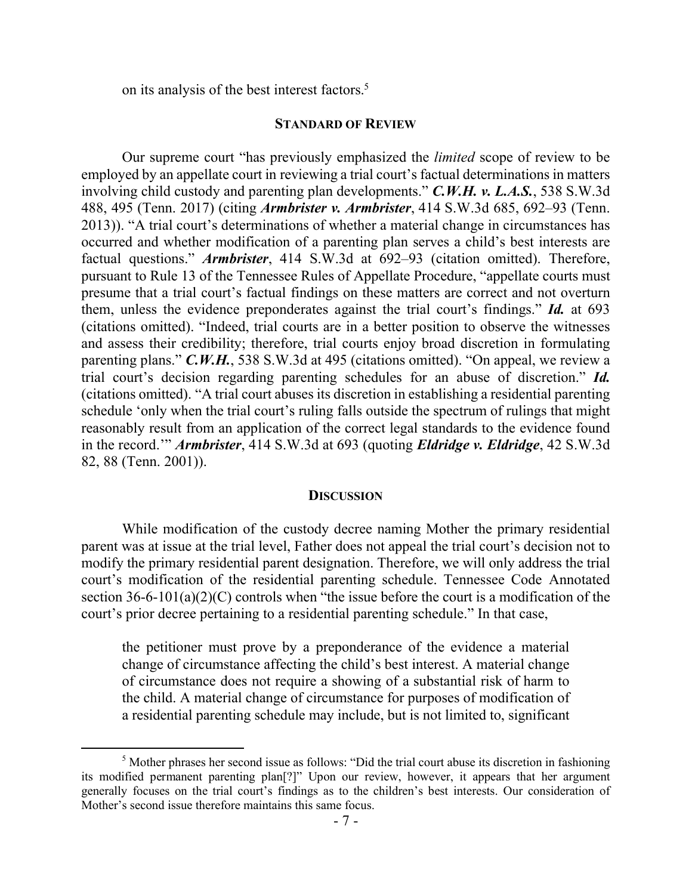on its analysis of the best interest factors.[5]

## STANDARD OF REVIEW

Our supreme court "has previously emphasized the *limited* scope of review to be employed by an appellate court in reviewing a trial court's factual determinations in matters involving child custody and parenting plan developments." ***C.W.H. v. L.A.S.***, 538 S.W.3d 488, 495 (Tenn. 2017) (citing ***Armbrister v. Armbrister***, 414 S.W.3d 685, 692–93 (Tenn. 2013)). "A trial court's determinations of whether a material change in circumstances has occurred and whether modification of a parenting plan serves a child's best interests are factual questions." ***Armbrister***, 414 S.W.3d at 692–93 (citation omitted). Therefore, pursuant to Rule 13 of the Tennessee Rules of Appellate Procedure, "appellate courts must presume that a trial court's factual findings on these matters are correct and not overturn them, unless the evidence preponderates against the trial court's findings." ***Id.*** at 693 (citations omitted). "Indeed, trial courts are in a better position to observe the witnesses and assess their credibility; therefore, trial courts enjoy broad discretion in formulating parenting plans." ***C.W.H.***, 538 S.W.3d at 495 (citations omitted). "On appeal, we review a trial court's decision regarding parenting schedules for an abuse of discretion." ***Id.*** (citations omitted). "A trial court abuses its discretion in establishing a residential parenting schedule 'only when the trial court's ruling falls outside the spectrum of rulings that might reasonably result from an application of the correct legal standards to the evidence found in the record.'" ***Armbrister***, 414 S.W.3d at 693 (quoting ***Eldridge v. Eldridge***, 42 S.W.3d 82, 88 (Tenn. 2001)).

## DISCUSSION

While modification of the custody decree naming Mother the primary residential parent was at issue at the trial level, Father does not appeal the trial court's decision not to modify the primary residential parent designation. Therefore, we will only address the trial court's modification of the residential parenting schedule. Tennessee Code Annotated section 36-6-101(a)(2)(C) controls when "the issue before the court is a modification of the court's prior decree pertaining to a residential parenting schedule." In that case,

> the petitioner must prove by a preponderance of the evidence a material change of circumstance affecting the child's best interest. A material change of circumstance does not require a showing of a substantial risk of harm to the child. A material change of circumstance for purposes of modification of a residential parenting schedule may include, but is not limited to, significant

---

[5] Mother phrases her second issue as follows: "Did the trial court abuse its discretion in fashioning its modified permanent parenting plan[?]" Upon our review, however, it appears that her argument generally focuses on the trial court's findings as to the children's best interests. Our consideration of Mother's second issue therefore maintains this same focus.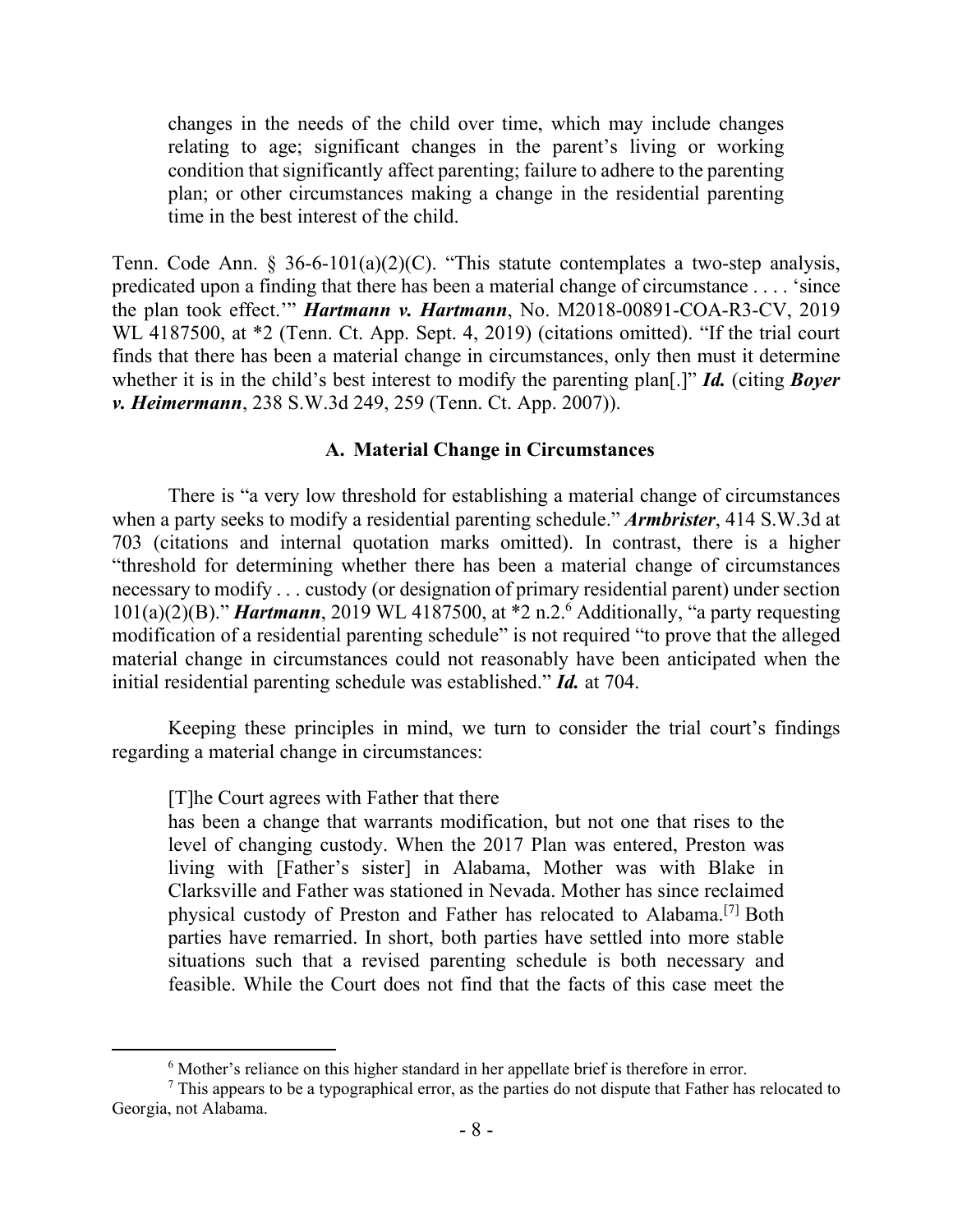> changes in the needs of the child over time, which may include changes relating to age; significant changes in the parent's living or working condition that significantly affect parenting; failure to adhere to the parenting plan; or other circumstances making a change in the residential parenting time in the best interest of the child.

Tenn. Code Ann. § 36-6-101(a)(2)(C). "This statute contemplates a two-step analysis, predicated upon a finding that there has been a material change of circumstance . . . . 'since the plan took effect.'" ***Hartmann v. Hartmann***, No. M2018-00891-COA-R3-CV, 2019 WL 4187500, at *2 (Tenn. Ct. App. Sept. 4, 2019) (citations omitted). "If the trial court finds that there has been a material change in circumstances, only then must it determine whether it is in the child's best interest to modify the parenting plan[.]" ***Id.*** (citing ***Boyer v. Heimermann***, 238 S.W.3d 249, 259 (Tenn. Ct. App. 2007)).

### A. Material Change in Circumstances

There is "a very low threshold for establishing a material change of circumstances when a party seeks to modify a residential parenting schedule." ***Armbrister***, 414 S.W.3d at 703 (citations and internal quotation marks omitted). In contrast, there is a higher "threshold for determining whether there has been a material change of circumstances necessary to modify . . . custody (or designation of primary residential parent) under section 101(a)(2)(B)." ***Hartmann***, 2019 WL 4187500, at *2 n.2.[6] Additionally, "a party requesting modification of a residential parenting schedule" is not required "to prove that the alleged material change in circumstances could not reasonably have been anticipated when the initial residential parenting schedule was established." ***Id.*** at 704.

Keeping these principles in mind, we turn to consider the trial court's findings regarding a material change in circumstances:

> [T]he Court agrees with Father that there has been a change that warrants modification, but not one that rises to the level of changing custody. When the 2017 Plan was entered, Preston was living with [Father's sister] in Alabama, Mother was with Blake in Clarksville and Father was stationed in Nevada. Mother has since reclaimed physical custody of Preston and Father has relocated to Alabama.[7] Both parties have remarried. In short, both parties have settled into more stable situations such that a revised parenting schedule is both necessary and feasible. While the Court does not find that the facts of this case meet the

---

[6] Mother's reliance on this higher standard in her appellate brief is therefore in error.

[7] This appears to be a typographical error, as the parties do not dispute that Father has relocated to Georgia, not Alabama.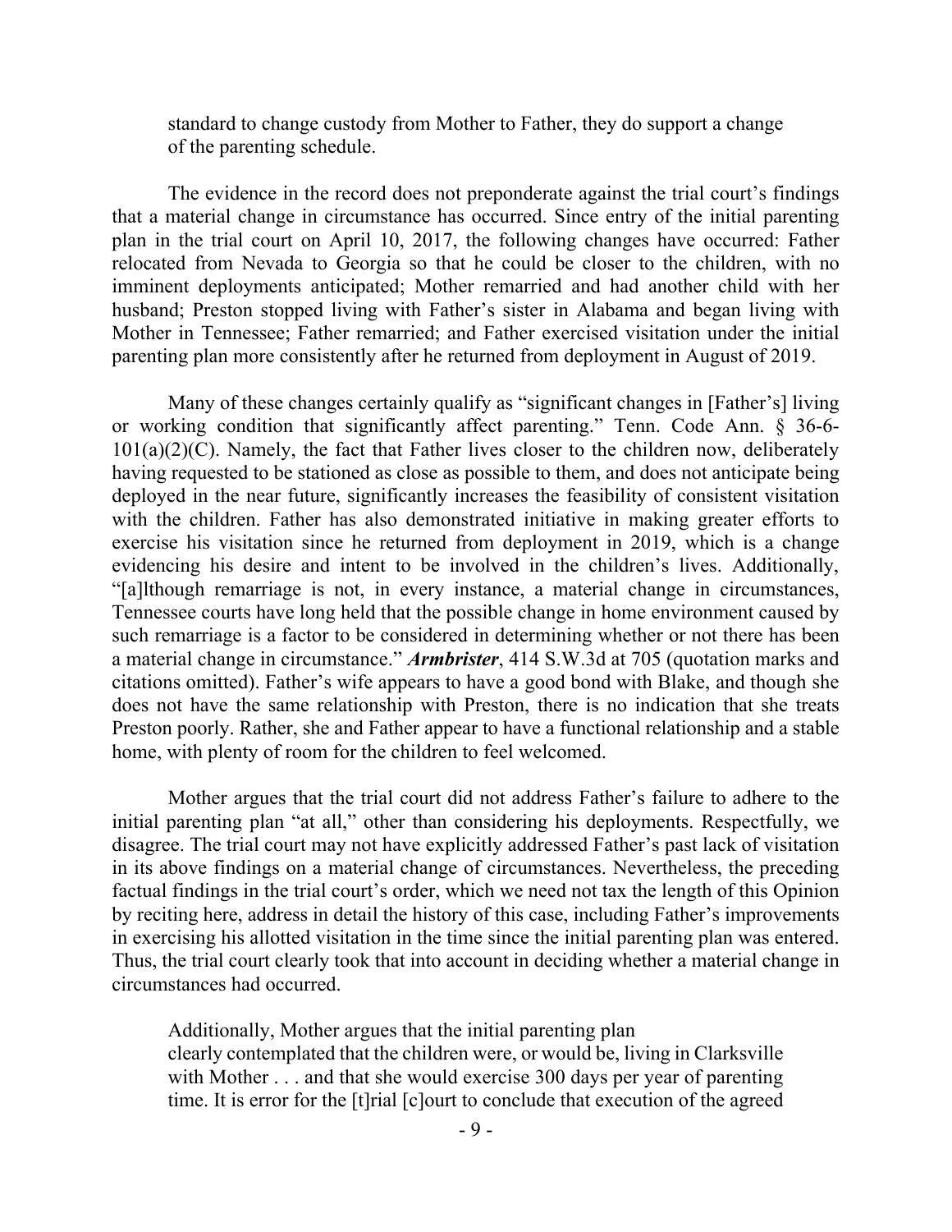standard to change custody from Mother to Father, they do support a change of the parenting schedule.

The evidence in the record does not preponderate against the trial court's findings that a material change in circumstance has occurred. Since entry of the initial parenting plan in the trial court on April 10, 2017, the following changes have occurred: Father relocated from Nevada to Georgia so that he could be closer to the children, with no imminent deployments anticipated; Mother remarried and had another child with her husband; Preston stopped living with Father's sister in Alabama and began living with Mother in Tennessee; Father remarried; and Father exercised visitation under the initial parenting plan more consistently after he returned from deployment in August of 2019.

Many of these changes certainly qualify as "significant changes in [Father's] living or working condition that significantly affect parenting." Tenn. Code Ann. § 36-6-101(a)(2)(C). Namely, the fact that Father lives closer to the children now, deliberately having requested to be stationed as close as possible to them, and does not anticipate being deployed in the near future, significantly increases the feasibility of consistent visitation with the children. Father has also demonstrated initiative in making greater efforts to exercise his visitation since he returned from deployment in 2019, which is a change evidencing his desire and intent to be involved in the children's lives. Additionally, "[a]lthough remarriage is not, in every instance, a material change in circumstances, Tennessee courts have long held that the possible change in home environment caused by such remarriage is a factor to be considered in determining whether or not there has been a material change in circumstance." ***Armbrister***, 414 S.W.3d at 705 (quotation marks and citations omitted). Father's wife appears to have a good bond with Blake, and though she does not have the same relationship with Preston, there is no indication that she treats Preston poorly. Rather, she and Father appear to have a functional relationship and a stable home, with plenty of room for the children to feel welcomed.

Mother argues that the trial court did not address Father's failure to adhere to the initial parenting plan "at all," other than considering his deployments. Respectfully, we disagree. The trial court may not have explicitly addressed Father's past lack of visitation in its above findings on a material change of circumstances. Nevertheless, the preceding factual findings in the trial court's order, which we need not tax the length of this Opinion by reciting here, address in detail the history of this case, including Father's improvements in exercising his allotted visitation in the time since the initial parenting plan was entered. Thus, the trial court clearly took that into account in deciding whether a material change in circumstances had occurred.

> Additionally, Mother argues that the initial parenting plan clearly contemplated that the children were, or would be, living in Clarksville with Mother . . . and that she would exercise 300 days per year of parenting time. It is error for the [t]rial [c]ourt to conclude that execution of the agreed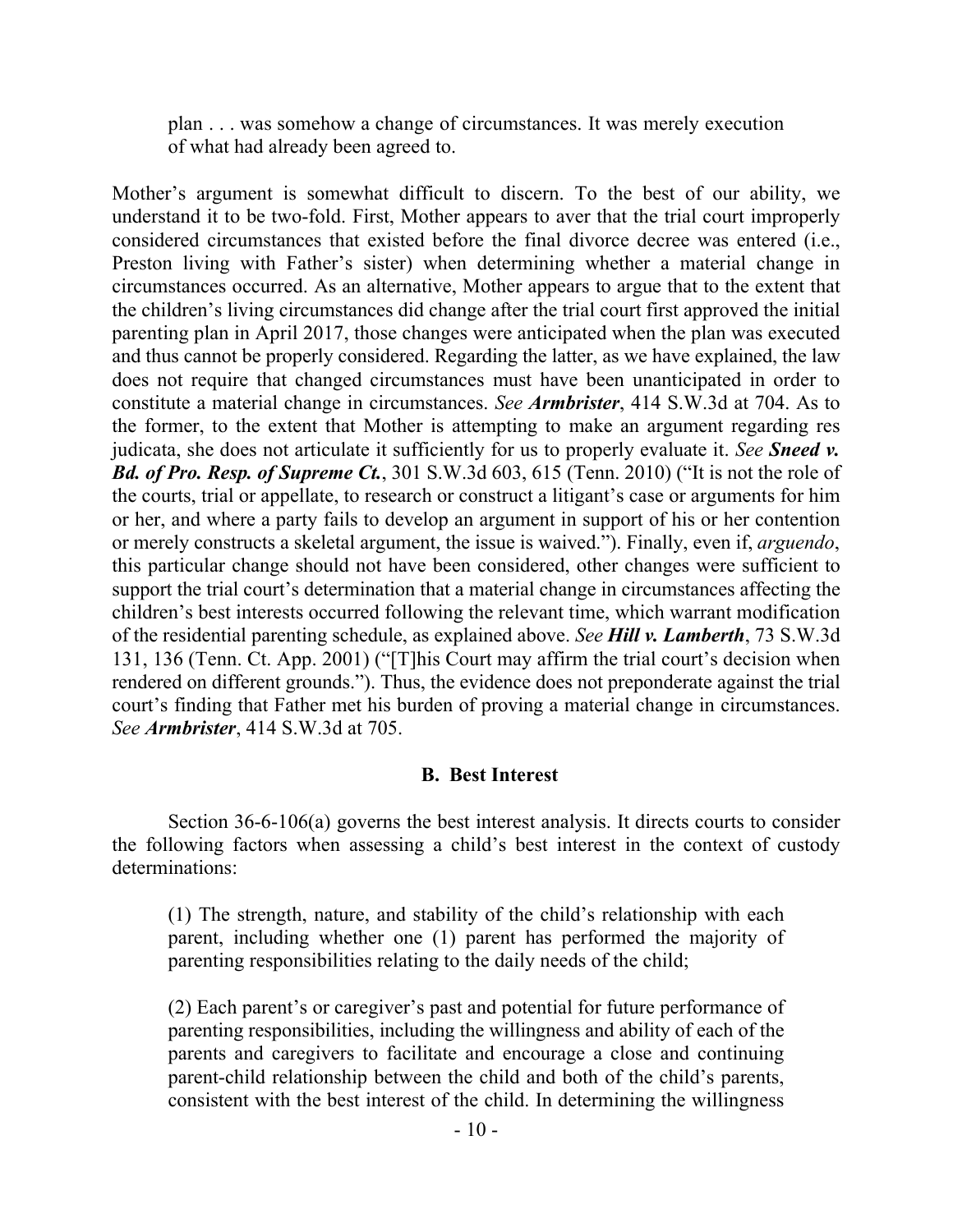> plan . . . was somehow a change of circumstances. It was merely execution of what had already been agreed to.

Mother's argument is somewhat difficult to discern. To the best of our ability, we understand it to be two-fold. First, Mother appears to aver that the trial court improperly considered circumstances that existed before the final divorce decree was entered (i.e., Preston living with Father's sister) when determining whether a material change in circumstances occurred. As an alternative, Mother appears to argue that to the extent that the children's living circumstances did change after the trial court first approved the initial parenting plan in April 2017, those changes were anticipated when the plan was executed and thus cannot be properly considered. Regarding the latter, as we have explained, the law does not require that changed circumstances must have been unanticipated in order to constitute a material change in circumstances. *See* ***Armbrister***, 414 S.W.3d at 704. As to the former, to the extent that Mother is attempting to make an argument regarding res judicata, she does not articulate it sufficiently for us to properly evaluate it. *See* ***Sneed v. Bd. of Pro. Resp. of Supreme Ct.***, 301 S.W.3d 603, 615 (Tenn. 2010) ("It is not the role of the courts, trial or appellate, to research or construct a litigant's case or arguments for him or her, and where a party fails to develop an argument in support of his or her contention or merely constructs a skeletal argument, the issue is waived."). Finally, even if, *arguendo*, this particular change should not have been considered, other changes were sufficient to support the trial court's determination that a material change in circumstances affecting the children's best interests occurred following the relevant time, which warrant modification of the residential parenting schedule, as explained above. *See* ***Hill v. Lamberth***, 73 S.W.3d 131, 136 (Tenn. Ct. App. 2001) ("[T]his Court may affirm the trial court's decision when rendered on different grounds."). Thus, the evidence does not preponderate against the trial court's finding that Father met his burden of proving a material change in circumstances. *See* ***Armbrister***, 414 S.W.3d at 705.

### B. Best Interest

Section 36-6-106(a) governs the best interest analysis. It directs courts to consider the following factors when assessing a child's best interest in the context of custody determinations:

> (1) The strength, nature, and stability of the child's relationship with each parent, including whether one (1) parent has performed the majority of parenting responsibilities relating to the daily needs of the child;
>
> (2) Each parent's or caregiver's past and potential for future performance of parenting responsibilities, including the willingness and ability of each of the parents and caregivers to facilitate and encourage a close and continuing parent-child relationship between the child and both of the child's parents, consistent with the best interest of the child. In determining the willingness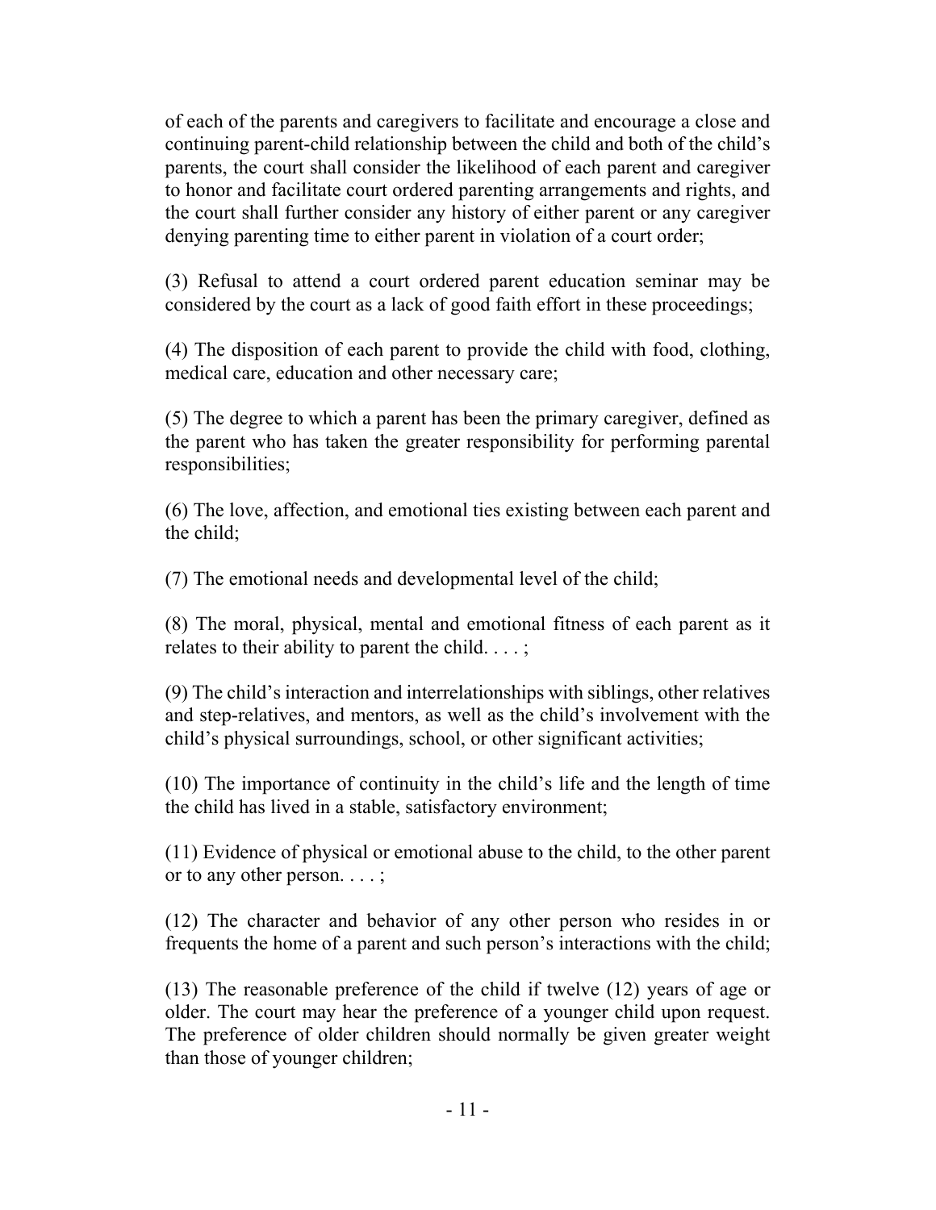of each of the parents and caregivers to facilitate and encourage a close and continuing parent-child relationship between the child and both of the child's parents, the court shall consider the likelihood of each parent and caregiver to honor and facilitate court ordered parenting arrangements and rights, and the court shall further consider any history of either parent or any caregiver denying parenting time to either parent in violation of a court order;

(3) Refusal to attend a court ordered parent education seminar may be considered by the court as a lack of good faith effort in these proceedings;

(4) The disposition of each parent to provide the child with food, clothing, medical care, education and other necessary care;

(5) The degree to which a parent has been the primary caregiver, defined as the parent who has taken the greater responsibility for performing parental responsibilities;

(6) The love, affection, and emotional ties existing between each parent and the child;

(7) The emotional needs and developmental level of the child;

(8) The moral, physical, mental and emotional fitness of each parent as it relates to their ability to parent the child. . . . ;

(9) The child's interaction and interrelationships with siblings, other relatives and step-relatives, and mentors, as well as the child's involvement with the child's physical surroundings, school, or other significant activities;

(10) The importance of continuity in the child's life and the length of time the child has lived in a stable, satisfactory environment;

(11) Evidence of physical or emotional abuse to the child, to the other parent or to any other person. . . . ;

(12) The character and behavior of any other person who resides in or frequents the home of a parent and such person's interactions with the child;

(13) The reasonable preference of the child if twelve (12) years of age or older. The court may hear the preference of a younger child upon request. The preference of older children should normally be given greater weight than those of younger children;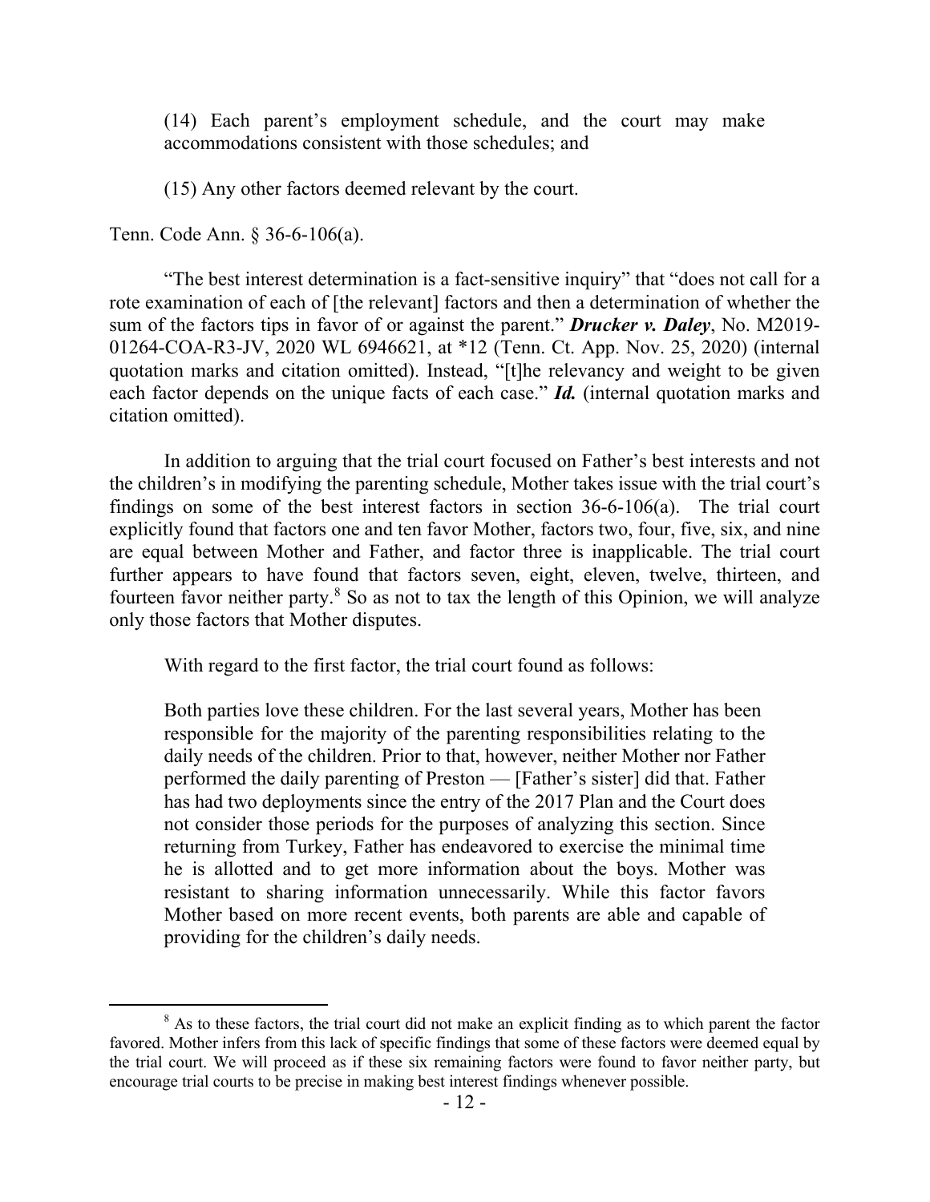(14) Each parent's employment schedule, and the court may make accommodations consistent with those schedules; and

(15) Any other factors deemed relevant by the court.

Tenn. Code Ann. § 36-6-106(a).

"The best interest determination is a fact-sensitive inquiry" that "does not call for a rote examination of each of [the relevant] factors and then a determination of whether the sum of the factors tips in favor of or against the parent." ***Drucker v. Daley***, No. M2019-01264-COA-R3-JV, 2020 WL 6946621, at *12 (Tenn. Ct. App. Nov. 25, 2020) (internal quotation marks and citation omitted). Instead, "[t]he relevancy and weight to be given each factor depends on the unique facts of each case." ***Id.*** (internal quotation marks and citation omitted).

In addition to arguing that the trial court focused on Father's best interests and not the children's in modifying the parenting schedule, Mother takes issue with the trial court's findings on some of the best interest factors in section 36-6-106(a). The trial court explicitly found that factors one and ten favor Mother, factors two, four, five, six, and nine are equal between Mother and Father, and factor three is inapplicable. The trial court further appears to have found that factors seven, eight, eleven, twelve, thirteen, and fourteen favor neither party.[8] So as not to tax the length of this Opinion, we will analyze only those factors that Mother disputes.

With regard to the first factor, the trial court found as follows:

> Both parties love these children. For the last several years, Mother has been responsible for the majority of the parenting responsibilities relating to the daily needs of the children. Prior to that, however, neither Mother nor Father performed the daily parenting of Preston — [Father's sister] did that. Father has had two deployments since the entry of the 2017 Plan and the Court does not consider those periods for the purposes of analyzing this section. Since returning from Turkey, Father has endeavored to exercise the minimal time he is allotted and to get more information about the boys. Mother was resistant to sharing information unnecessarily. While this factor favors Mother based on more recent events, both parents are able and capable of providing for the children's daily needs.

[8] As to these factors, the trial court did not make an explicit finding as to which parent the factor favored. Mother infers from this lack of specific findings that some of these factors were deemed equal by the trial court. We will proceed as if these six remaining factors were found to favor neither party, but encourage trial courts to be precise in making best interest findings whenever possible.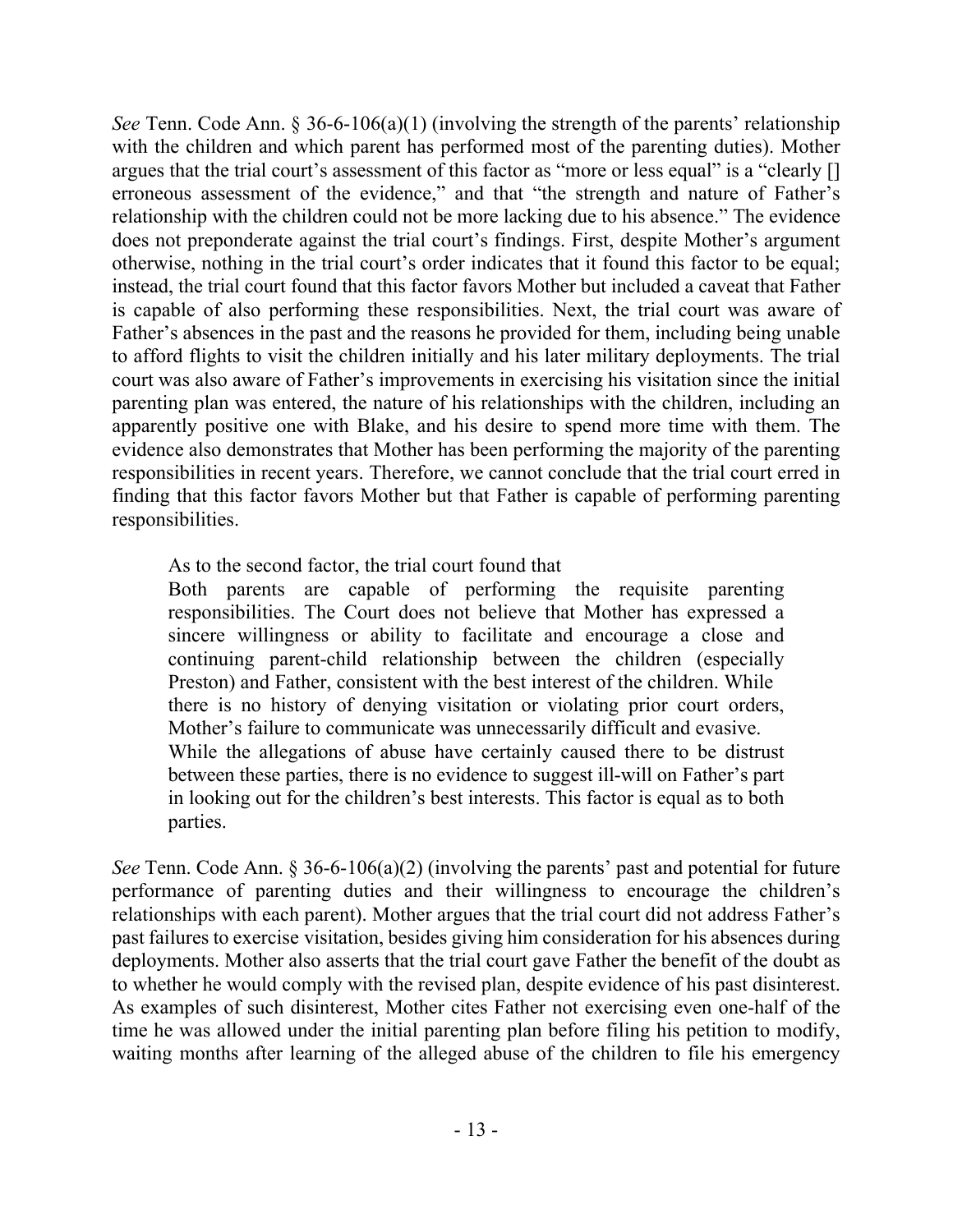*See* Tenn. Code Ann. § 36-6-106(a)(1) (involving the strength of the parents' relationship with the children and which parent has performed most of the parenting duties). Mother argues that the trial court's assessment of this factor as "more or less equal" is a "clearly [] erroneous assessment of the evidence," and that "the strength and nature of Father's relationship with the children could not be more lacking due to his absence." The evidence does not preponderate against the trial court's findings. First, despite Mother's argument otherwise, nothing in the trial court's order indicates that it found this factor to be equal; instead, the trial court found that this factor favors Mother but included a caveat that Father is capable of also performing these responsibilities. Next, the trial court was aware of Father's absences in the past and the reasons he provided for them, including being unable to afford flights to visit the children initially and his later military deployments. The trial court was also aware of Father's improvements in exercising his visitation since the initial parenting plan was entered, the nature of his relationships with the children, including an apparently positive one with Blake, and his desire to spend more time with them. The evidence also demonstrates that Mother has been performing the majority of the parenting responsibilities in recent years. Therefore, we cannot conclude that the trial court erred in finding that this factor favors Mother but that Father is capable of performing parenting responsibilities.

As to the second factor, the trial court found that

> Both parents are capable of performing the requisite parenting responsibilities. The Court does not believe that Mother has expressed a sincere willingness or ability to facilitate and encourage a close and continuing parent-child relationship between the children (especially Preston) and Father, consistent with the best interest of the children. While there is no history of denying visitation or violating prior court orders, Mother's failure to communicate was unnecessarily difficult and evasive. While the allegations of abuse have certainly caused there to be distrust between these parties, there is no evidence to suggest ill-will on Father's part in looking out for the children's best interests. This factor is equal as to both parties.

*See* Tenn. Code Ann. § 36-6-106(a)(2) (involving the parents' past and potential for future performance of parenting duties and their willingness to encourage the children's relationships with each parent). Mother argues that the trial court did not address Father's past failures to exercise visitation, besides giving him consideration for his absences during deployments. Mother also asserts that the trial court gave Father the benefit of the doubt as to whether he would comply with the revised plan, despite evidence of his past disinterest. As examples of such disinterest, Mother cites Father not exercising even one-half of the time he was allowed under the initial parenting plan before filing his petition to modify, waiting months after learning of the alleged abuse of the children to file his emergency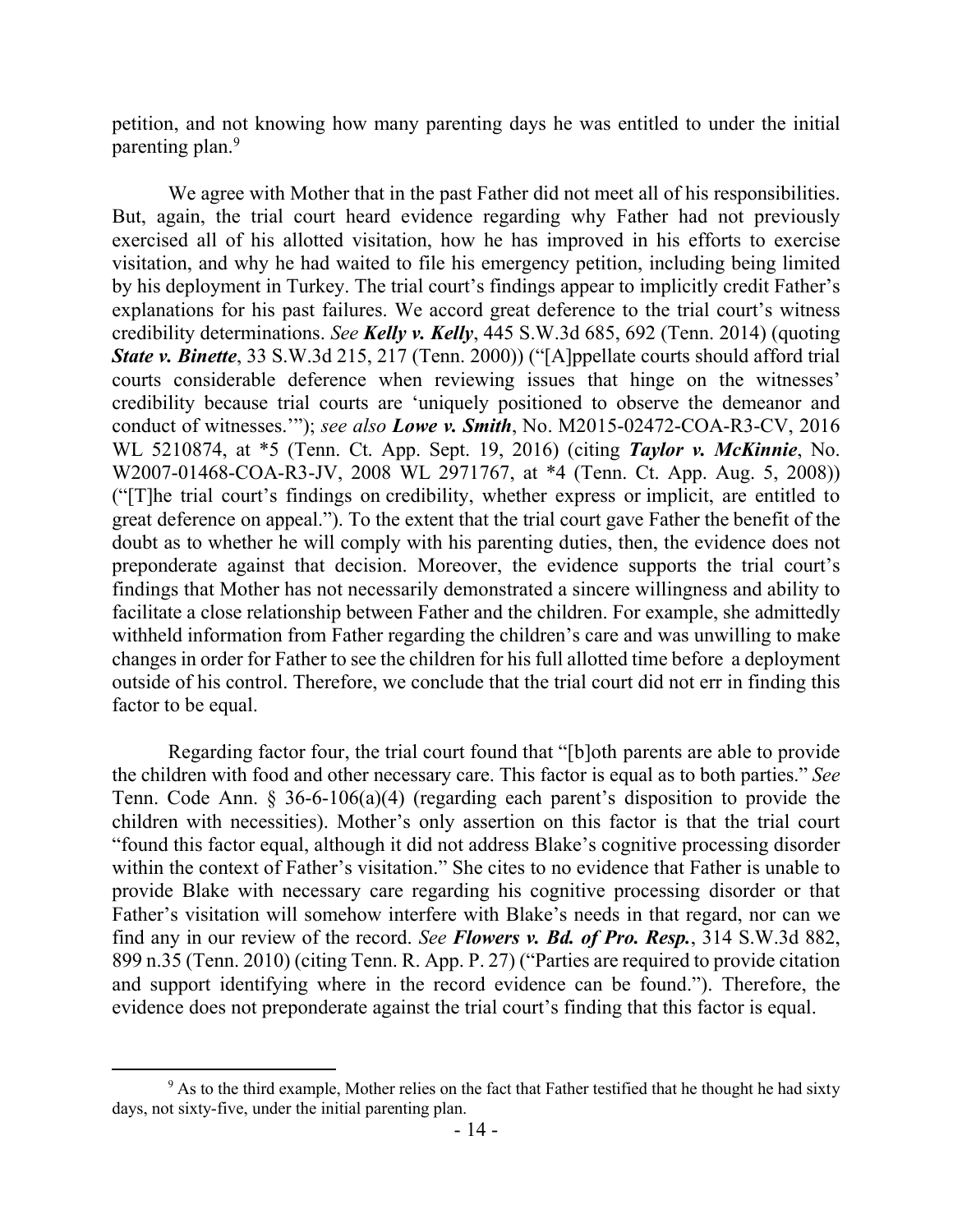petition, and not knowing how many parenting days he was entitled to under the initial parenting plan.[9]

We agree with Mother that in the past Father did not meet all of his responsibilities. But, again, the trial court heard evidence regarding why Father had not previously exercised all of his allotted visitation, how he has improved in his efforts to exercise visitation, and why he had waited to file his emergency petition, including being limited by his deployment in Turkey. The trial court's findings appear to implicitly credit Father's explanations for his past failures. We accord great deference to the trial court's witness credibility determinations. *See* ***Kelly v. Kelly***, 445 S.W.3d 685, 692 (Tenn. 2014) (quoting ***State v. Binette***, 33 S.W.3d 215, 217 (Tenn. 2000)) ("[A]ppellate courts should afford trial courts considerable deference when reviewing issues that hinge on the witnesses' credibility because trial courts are 'uniquely positioned to observe the demeanor and conduct of witnesses.'"); *see also* ***Lowe v. Smith***, No. M2015-02472-COA-R3-CV, 2016 WL 5210874, at *5 (Tenn. Ct. App. Sept. 19, 2016) (citing ***Taylor v. McKinnie***, No. W2007-01468-COA-R3-JV, 2008 WL 2971767, at *4 (Tenn. Ct. App. Aug. 5, 2008)) ("[T]he trial court's findings on credibility, whether express or implicit, are entitled to great deference on appeal."). To the extent that the trial court gave Father the benefit of the doubt as to whether he will comply with his parenting duties, then, the evidence does not preponderate against that decision. Moreover, the evidence supports the trial court's findings that Mother has not necessarily demonstrated a sincere willingness and ability to facilitate a close relationship between Father and the children. For example, she admittedly withheld information from Father regarding the children's care and was unwilling to make changes in order for Father to see the children for his full allotted time before a deployment outside of his control. Therefore, we conclude that the trial court did not err in finding this factor to be equal.

Regarding factor four, the trial court found that "[b]oth parents are able to provide the children with food and other necessary care. This factor is equal as to both parties." *See* Tenn. Code Ann. § 36-6-106(a)(4) (regarding each parent's disposition to provide the children with necessities). Mother's only assertion on this factor is that the trial court "found this factor equal, although it did not address Blake's cognitive processing disorder within the context of Father's visitation." She cites to no evidence that Father is unable to provide Blake with necessary care regarding his cognitive processing disorder or that Father's visitation will somehow interfere with Blake's needs in that regard, nor can we find any in our review of the record. *See* ***Flowers v. Bd. of Pro. Resp.***, 314 S.W.3d 882, 899 n.35 (Tenn. 2010) (citing Tenn. R. App. P. 27) ("Parties are required to provide citation and support identifying where in the record evidence can be found."). Therefore, the evidence does not preponderate against the trial court's finding that this factor is equal.

---

[9] As to the third example, Mother relies on the fact that Father testified that he thought he had sixty days, not sixty-five, under the initial parenting plan.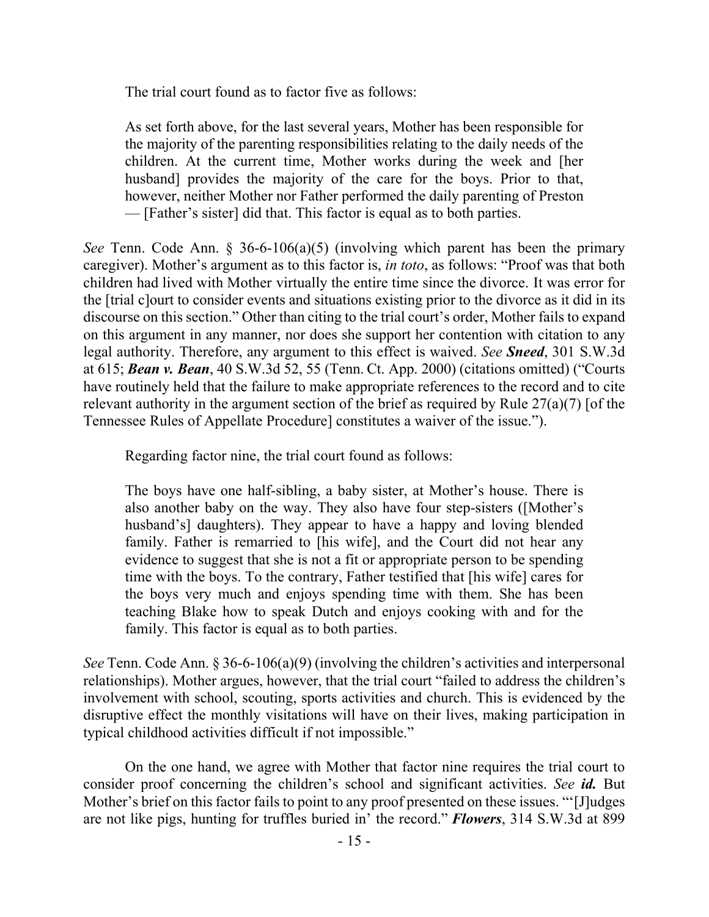The trial court found as to factor five as follows:

> As set forth above, for the last several years, Mother has been responsible for the majority of the parenting responsibilities relating to the daily needs of the children. At the current time, Mother works during the week and [her husband] provides the majority of the care for the boys. Prior to that, however, neither Mother nor Father performed the daily parenting of Preston — [Father's sister] did that. This factor is equal as to both parties.

*See* Tenn. Code Ann. § 36-6-106(a)(5) (involving which parent has been the primary caregiver). Mother's argument as to this factor is, *in toto*, as follows: "Proof was that both children had lived with Mother virtually the entire time since the divorce. It was error for the [trial c]ourt to consider events and situations existing prior to the divorce as it did in its discourse on this section." Other than citing to the trial court's order, Mother fails to expand on this argument in any manner, nor does she support her contention with citation to any legal authority. Therefore, any argument to this effect is waived. *See* ***Sneed***, 301 S.W.3d at 615; ***Bean v. Bean***, 40 S.W.3d 52, 55 (Tenn. Ct. App. 2000) (citations omitted) ("Courts have routinely held that the failure to make appropriate references to the record and to cite relevant authority in the argument section of the brief as required by Rule 27(a)(7) [of the Tennessee Rules of Appellate Procedure] constitutes a waiver of the issue.").

Regarding factor nine, the trial court found as follows:

> The boys have one half-sibling, a baby sister, at Mother's house. There is also another baby on the way. They also have four step-sisters ([Mother's husband's] daughters). They appear to have a happy and loving blended family. Father is remarried to [his wife], and the Court did not hear any evidence to suggest that she is not a fit or appropriate person to be spending time with the boys. To the contrary, Father testified that [his wife] cares for the boys very much and enjoys spending time with them. She has been teaching Blake how to speak Dutch and enjoys cooking with and for the family. This factor is equal as to both parties.

*See* Tenn. Code Ann. § 36-6-106(a)(9) (involving the children's activities and interpersonal relationships). Mother argues, however, that the trial court "failed to address the children's involvement with school, scouting, sports activities and church. This is evidenced by the disruptive effect the monthly visitations will have on their lives, making participation in typical childhood activities difficult if not impossible."

On the one hand, we agree with Mother that factor nine requires the trial court to consider proof concerning the children's school and significant activities. *See* ***id.*** But Mother's brief on this factor fails to point to any proof presented on these issues. "'[J]udges are not like pigs, hunting for truffles buried in' the record." ***Flowers***, 314 S.W.3d at 899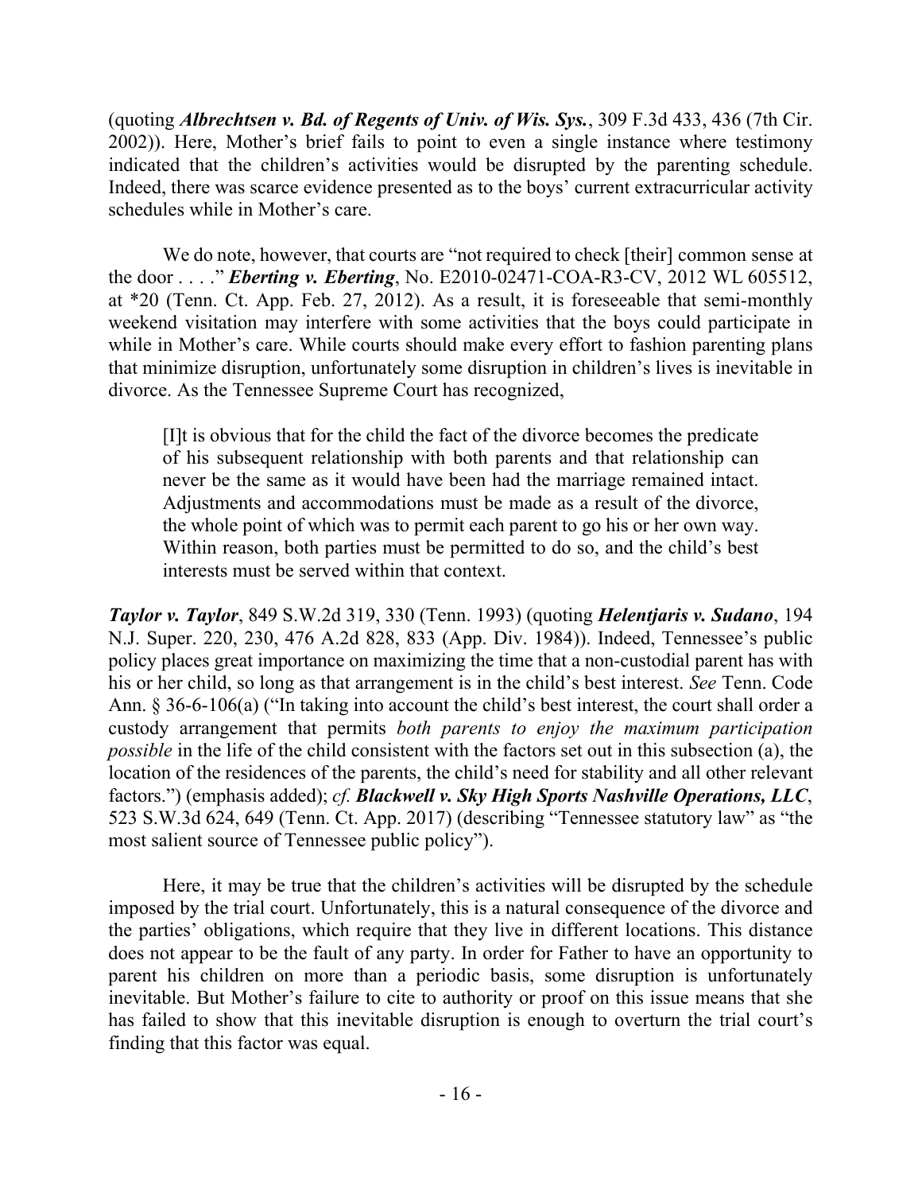(quoting ***Albrechtsen v. Bd. of Regents of Univ. of Wis. Sys.***, 309 F.3d 433, 436 (7th Cir. 2002)). Here, Mother's brief fails to point to even a single instance where testimony indicated that the children's activities would be disrupted by the parenting schedule. Indeed, there was scarce evidence presented as to the boys' current extracurricular activity schedules while in Mother's care.

We do note, however, that courts are "not required to check [their] common sense at the door . . . ." ***Eberting v. Eberting***, No. E2010-02471-COA-R3-CV, 2012 WL 605512, at *20 (Tenn. Ct. App. Feb. 27, 2012). As a result, it is foreseeable that semi-monthly weekend visitation may interfere with some activities that the boys could participate in while in Mother's care. While courts should make every effort to fashion parenting plans that minimize disruption, unfortunately some disruption in children's lives is inevitable in divorce. As the Tennessee Supreme Court has recognized,

> [I]t is obvious that for the child the fact of the divorce becomes the predicate of his subsequent relationship with both parents and that relationship can never be the same as it would have been had the marriage remained intact. Adjustments and accommodations must be made as a result of the divorce, the whole point of which was to permit each parent to go his or her own way. Within reason, both parties must be permitted to do so, and the child's best interests must be served within that context.

***Taylor v. Taylor***, 849 S.W.2d 319, 330 (Tenn. 1993) (quoting ***Helentjaris v. Sudano***, 194 N.J. Super. 220, 230, 476 A.2d 828, 833 (App. Div. 1984)). Indeed, Tennessee's public policy places great importance on maximizing the time that a non-custodial parent has with his or her child, so long as that arrangement is in the child's best interest. *See* Tenn. Code Ann. § 36-6-106(a) ("In taking into account the child's best interest, the court shall order a custody arrangement that permits *both parents to enjoy the maximum participation possible* in the life of the child consistent with the factors set out in this subsection (a), the location of the residences of the parents, the child's need for stability and all other relevant factors.") (emphasis added); *cf.* ***Blackwell v. Sky High Sports Nashville Operations, LLC***, 523 S.W.3d 624, 649 (Tenn. Ct. App. 2017) (describing "Tennessee statutory law" as "the most salient source of Tennessee public policy").

Here, it may be true that the children's activities will be disrupted by the schedule imposed by the trial court. Unfortunately, this is a natural consequence of the divorce and the parties' obligations, which require that they live in different locations. This distance does not appear to be the fault of any party. In order for Father to have an opportunity to parent his children on more than a periodic basis, some disruption is unfortunately inevitable. But Mother's failure to cite to authority or proof on this issue means that she has failed to show that this inevitable disruption is enough to overturn the trial court's finding that this factor was equal.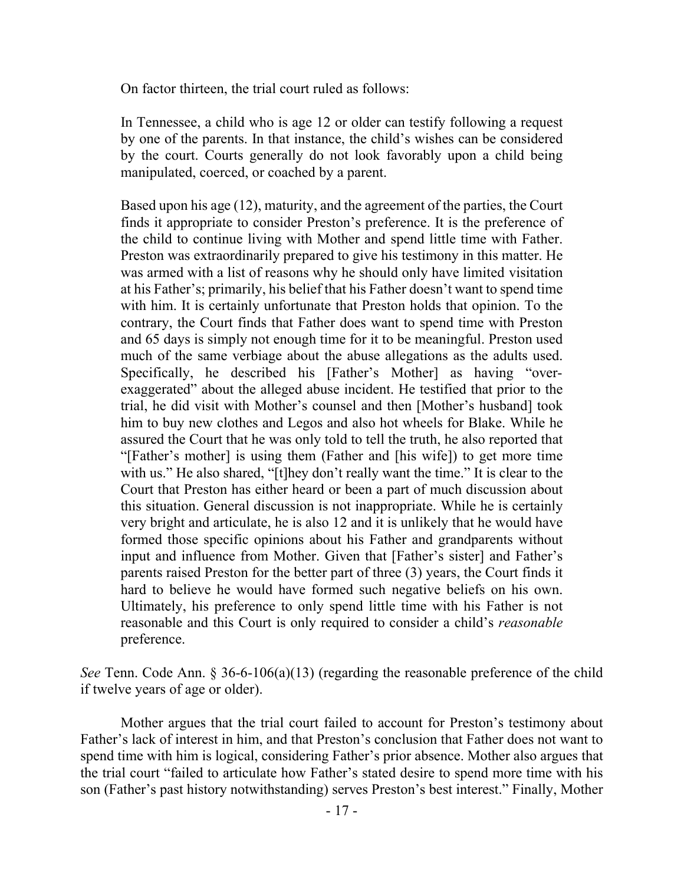On factor thirteen, the trial court ruled as follows:

> In Tennessee, a child who is age 12 or older can testify following a request by one of the parents. In that instance, the child's wishes can be considered by the court. Courts generally do not look favorably upon a child being manipulated, coerced, or coached by a parent.
>
> Based upon his age (12), maturity, and the agreement of the parties, the Court finds it appropriate to consider Preston's preference. It is the preference of the child to continue living with Mother and spend little time with Father. Preston was extraordinarily prepared to give his testimony in this matter. He was armed with a list of reasons why he should only have limited visitation at his Father's; primarily, his belief that his Father doesn't want to spend time with him. It is certainly unfortunate that Preston holds that opinion. To the contrary, the Court finds that Father does want to spend time with Preston and 65 days is simply not enough time for it to be meaningful. Preston used much of the same verbiage about the abuse allegations as the adults used. Specifically, he described his [Father's Mother] as having "over-exaggerated" about the alleged abuse incident. He testified that prior to the trial, he did visit with Mother's counsel and then [Mother's husband] took him to buy new clothes and Legos and also hot wheels for Blake. While he assured the Court that he was only told to tell the truth, he also reported that "[Father's mother] is using them (Father and [his wife]) to get more time with us." He also shared, "[t]hey don't really want the time." It is clear to the Court that Preston has either heard or been a part of much discussion about this situation. General discussion is not inappropriate. While he is certainly very bright and articulate, he is also 12 and it is unlikely that he would have formed those specific opinions about his Father and grandparents without input and influence from Mother. Given that [Father's sister] and Father's parents raised Preston for the better part of three (3) years, the Court finds it hard to believe he would have formed such negative beliefs on his own. Ultimately, his preference to only spend little time with his Father is not reasonable and this Court is only required to consider a child's *reasonable* preference.

*See* Tenn. Code Ann. § 36-6-106(a)(13) (regarding the reasonable preference of the child if twelve years of age or older).

Mother argues that the trial court failed to account for Preston's testimony about Father's lack of interest in him, and that Preston's conclusion that Father does not want to spend time with him is logical, considering Father's prior absence. Mother also argues that the trial court "failed to articulate how Father's stated desire to spend more time with his son (Father's past history notwithstanding) serves Preston's best interest." Finally, Mother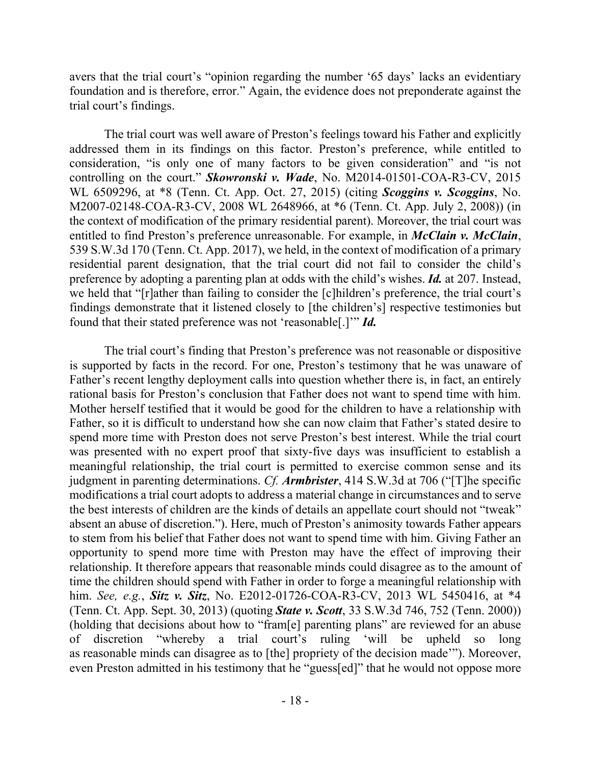avers that the trial court's "opinion regarding the number '65 days' lacks an evidentiary foundation and is therefore, error." Again, the evidence does not preponderate against the trial court's findings.

The trial court was well aware of Preston's feelings toward his Father and explicitly addressed them in its findings on this factor. Preston's preference, while entitled to consideration, "is only one of many factors to be given consideration" and "is not controlling on the court." ***Skowronski v. Wade***, No. M2014-01501-COA-R3-CV, 2015 WL 6509296, at *8 (Tenn. Ct. App. Oct. 27, 2015) (citing ***Scoggins v. Scoggins***, No. M2007-02148-COA-R3-CV, 2008 WL 2648966, at *6 (Tenn. Ct. App. July 2, 2008)) (in the context of modification of the primary residential parent). Moreover, the trial court was entitled to find Preston's preference unreasonable. For example, in ***McClain v. McClain***, 539 S.W.3d 170 (Tenn. Ct. App. 2017), we held, in the context of modification of a primary residential parent designation, that the trial court did not fail to consider the child's preference by adopting a parenting plan at odds with the child's wishes. ***Id.*** at 207. Instead, we held that "[r]ather than failing to consider the [c]hildren's preference, the trial court's findings demonstrate that it listened closely to [the children's] respective testimonies but found that their stated preference was not 'reasonable[.]'" ***Id.***

The trial court's finding that Preston's preference was not reasonable or dispositive is supported by facts in the record. For one, Preston's testimony that he was unaware of Father's recent lengthy deployment calls into question whether there is, in fact, an entirely rational basis for Preston's conclusion that Father does not want to spend time with him. Mother herself testified that it would be good for the children to have a relationship with Father, so it is difficult to understand how she can now claim that Father's stated desire to spend more time with Preston does not serve Preston's best interest. While the trial court was presented with no expert proof that sixty-five days was insufficient to establish a meaningful relationship, the trial court is permitted to exercise common sense and its judgment in parenting determinations. *Cf.* ***Armbrister***, 414 S.W.3d at 706 ("[T]he specific modifications a trial court adopts to address a material change in circumstances and to serve the best interests of children are the kinds of details an appellate court should not "tweak" absent an abuse of discretion."). Here, much of Preston's animosity towards Father appears to stem from his belief that Father does not want to spend time with him. Giving Father an opportunity to spend more time with Preston may have the effect of improving their relationship. It therefore appears that reasonable minds could disagree as to the amount of time the children should spend with Father in order to forge a meaningful relationship with him. *See, e.g.*, ***Sitz v. Sitz***, No. E2012-01726-COA-R3-CV, 2013 WL 5450416, at *4 (Tenn. Ct. App. Sept. 30, 2013) (quoting ***State v. Scott***, 33 S.W.3d 746, 752 (Tenn. 2000)) (holding that decisions about how to "fram[e] parenting plans" are reviewed for an abuse of discretion "whereby a trial court's ruling 'will be upheld so long as reasonable minds can disagree as to [the] propriety of the decision made'"). Moreover, even Preston admitted in his testimony that he "guess[ed]" that he would not oppose more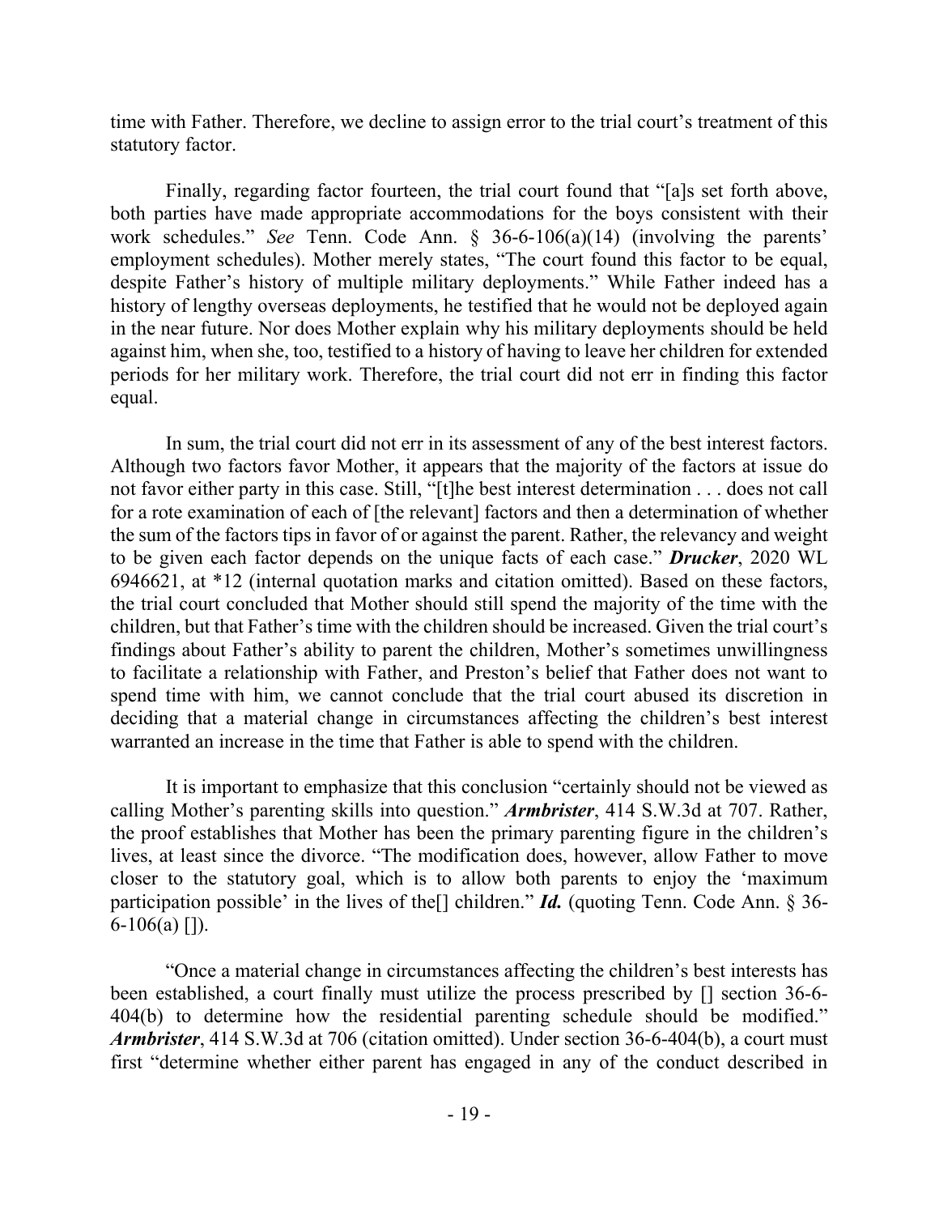time with Father. Therefore, we decline to assign error to the trial court's treatment of this statutory factor.

Finally, regarding factor fourteen, the trial court found that "[a]s set forth above, both parties have made appropriate accommodations for the boys consistent with their work schedules." *See* Tenn. Code Ann. § 36-6-106(a)(14) (involving the parents' employment schedules). Mother merely states, "The court found this factor to be equal, despite Father's history of multiple military deployments." While Father indeed has a history of lengthy overseas deployments, he testified that he would not be deployed again in the near future. Nor does Mother explain why his military deployments should be held against him, when she, too, testified to a history of having to leave her children for extended periods for her military work. Therefore, the trial court did not err in finding this factor equal.

In sum, the trial court did not err in its assessment of any of the best interest factors. Although two factors favor Mother, it appears that the majority of the factors at issue do not favor either party in this case. Still, "[t]he best interest determination . . . does not call for a rote examination of each of [the relevant] factors and then a determination of whether the sum of the factors tips in favor of or against the parent. Rather, the relevancy and weight to be given each factor depends on the unique facts of each case." ***Drucker***, 2020 WL 6946621, at *12 (internal quotation marks and citation omitted). Based on these factors, the trial court concluded that Mother should still spend the majority of the time with the children, but that Father's time with the children should be increased. Given the trial court's findings about Father's ability to parent the children, Mother's sometimes unwillingness to facilitate a relationship with Father, and Preston's belief that Father does not want to spend time with him, we cannot conclude that the trial court abused its discretion in deciding that a material change in circumstances affecting the children's best interest warranted an increase in the time that Father is able to spend with the children.

It is important to emphasize that this conclusion "certainly should not be viewed as calling Mother's parenting skills into question." ***Armbrister***, 414 S.W.3d at 707. Rather, the proof establishes that Mother has been the primary parenting figure in the children's lives, at least since the divorce. "The modification does, however, allow Father to move closer to the statutory goal, which is to allow both parents to enjoy the 'maximum participation possible' in the lives of the[] children." ***Id.*** (quoting Tenn. Code Ann. § 36-6-106(a) []).

"Once a material change in circumstances affecting the children's best interests has been established, a court finally must utilize the process prescribed by [] section 36-6-404(b) to determine how the residential parenting schedule should be modified." ***Armbrister***, 414 S.W.3d at 706 (citation omitted). Under section 36-6-404(b), a court must first "determine whether either parent has engaged in any of the conduct described in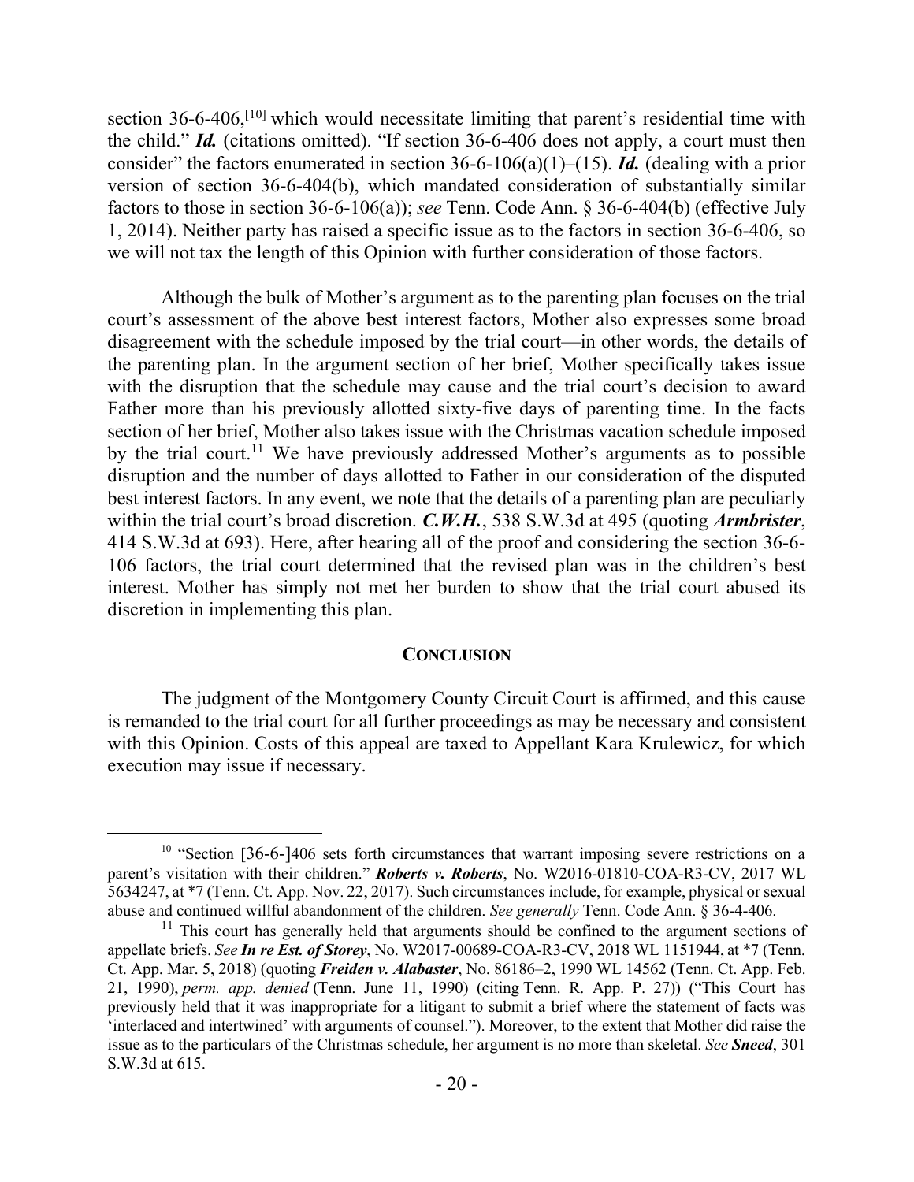section 36-6-406,[10] which would necessitate limiting that parent's residential time with the child." ***Id.*** (citations omitted). "If section 36-6-406 does not apply, a court must then consider" the factors enumerated in section 36-6-106(a)(1)–(15). ***Id.*** (dealing with a prior version of section 36-6-404(b), which mandated consideration of substantially similar factors to those in section 36-6-106(a)); *see* Tenn. Code Ann. § 36-6-404(b) (effective July 1, 2014). Neither party has raised a specific issue as to the factors in section 36-6-406, so we will not tax the length of this Opinion with further consideration of those factors.

Although the bulk of Mother's argument as to the parenting plan focuses on the trial court's assessment of the above best interest factors, Mother also expresses some broad disagreement with the schedule imposed by the trial court—in other words, the details of the parenting plan. In the argument section of her brief, Mother specifically takes issue with the disruption that the schedule may cause and the trial court's decision to award Father more than his previously allotted sixty-five days of parenting time. In the facts section of her brief, Mother also takes issue with the Christmas vacation schedule imposed by the trial court.[11] We have previously addressed Mother's arguments as to possible disruption and the number of days allotted to Father in our consideration of the disputed best interest factors. In any event, we note that the details of a parenting plan are peculiarly within the trial court's broad discretion. ***C.W.H.***, 538 S.W.3d at 495 (quoting ***Armbrister***, 414 S.W.3d at 693). Here, after hearing all of the proof and considering the section 36-6-106 factors, the trial court determined that the revised plan was in the children's best interest. Mother has simply not met her burden to show that the trial court abused its discretion in implementing this plan.

## CONCLUSION

The judgment of the Montgomery County Circuit Court is affirmed, and this cause is remanded to the trial court for all further proceedings as may be necessary and consistent with this Opinion. Costs of this appeal are taxed to Appellant Kara Krulewicz, for which execution may issue if necessary.

---

[10] "Section [36-6-]406 sets forth circumstances that warrant imposing severe restrictions on a parent's visitation with their children." ***Roberts v. Roberts***, No. W2016-01810-COA-R3-CV, 2017 WL 5634247, at *7 (Tenn. Ct. App. Nov. 22, 2017). Such circumstances include, for example, physical or sexual abuse and continued willful abandonment of the children. *See generally* Tenn. Code Ann. § 36-4-406.

[11] This court has generally held that arguments should be confined to the argument sections of appellate briefs. *See* ***In re Est. of Storey***, No. W2017-00689-COA-R3-CV, 2018 WL 1151944, at *7 (Tenn. Ct. App. Mar. 5, 2018) (quoting ***Freiden v. Alabaster***, No. 86186–2, 1990 WL 14562 (Tenn. Ct. App. Feb. 21, 1990), *perm. app. denied* (Tenn. June 11, 1990) (citing Tenn. R. App. P. 27)) ("This Court has previously held that it was inappropriate for a litigant to submit a brief where the statement of facts was 'interlaced and intertwined' with arguments of counsel."). Moreover, to the extent that Mother did raise the issue as to the particulars of the Christmas schedule, her argument is no more than skeletal. *See* ***Sneed***, 301 S.W.3d at 615.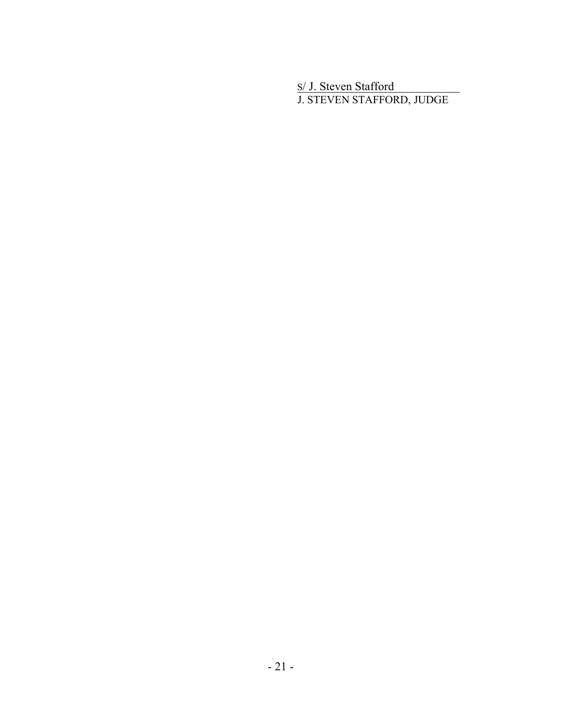s/ J. Steven Stafford
J. STEVEN STAFFORD, JUDGE